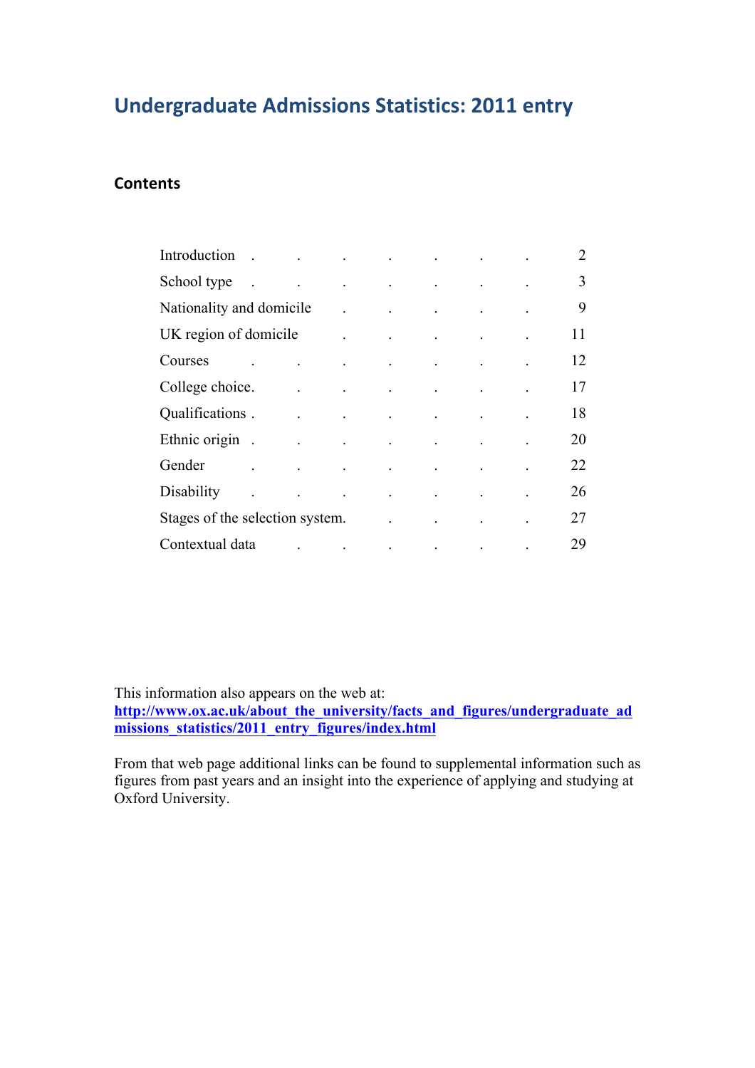# Undergraduate Admissions Statistics: 2011 entry

## Contents

| | |
|---|---|
| Introduction | 2 |
| School type | 3 |
| Nationality and domicile | 9 |
| UK region of domicile | 11 |
| Courses | 12 |
| College choice | 17 |
| Qualifications | 18 |
| Ethnic origin | 20 |
| Gender | 22 |
| Disability | 26 |
| Stages of the selection system | 27 |
| Contextual data | 29 |

This information also appears on the web at:
**http://www.ox.ac.uk/about_the_university/facts_and_figures/undergraduate_admissions_statistics/2011_entry_figures/index.html**

From that web page additional links can be found to supplemental information such as figures from past years and an insight into the experience of applying and studying at Oxford University.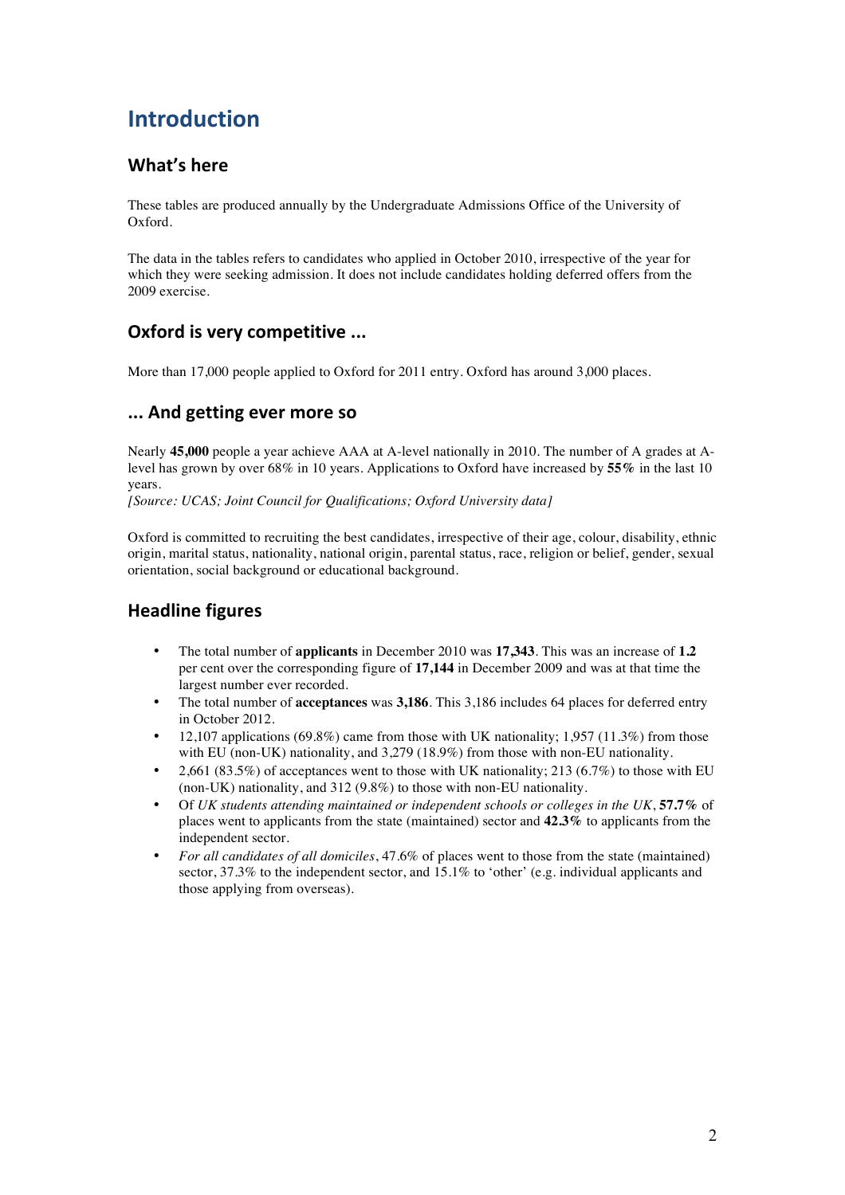# Introduction

## What's here

These tables are produced annually by the Undergraduate Admissions Office of the University of Oxford.

The data in the tables refers to candidates who applied in October 2010, irrespective of the year for which they were seeking admission. It does not include candidates holding deferred offers from the 2009 exercise.

## Oxford is very competitive ...

More than 17,000 people applied to Oxford for 2011 entry. Oxford has around 3,000 places.

## ... And getting ever more so

Nearly **45,000** people a year achieve AAA at A-level nationally in 2010. The number of A grades at A-level has grown by over 68% in 10 years. Applications to Oxford have increased by **55%** in the last 10 years.
*[Source: UCAS; Joint Council for Qualifications; Oxford University data]*

Oxford is committed to recruiting the best candidates, irrespective of their age, colour, disability, ethnic origin, marital status, nationality, national origin, parental status, race, religion or belief, gender, sexual orientation, social background or educational background.

## Headline figures

- The total number of **applicants** in December 2010 was **17,343**. This was an increase of **1.2** per cent over the corresponding figure of **17,144** in December 2009 and was at that time the largest number ever recorded.
- The total number of **acceptances** was **3,186**. This 3,186 includes 64 places for deferred entry in October 2012.
- 12,107 applications (69.8%) came from those with UK nationality; 1,957 (11.3%) from those with EU (non-UK) nationality, and 3,279 (18.9%) from those with non-EU nationality.
- 2,661 (83.5%) of acceptances went to those with UK nationality; 213 (6.7%) to those with EU (non-UK) nationality, and 312 (9.8%) to those with non-EU nationality.
- Of *UK students attending maintained or independent schools or colleges in the UK*, **57.7%** of places went to applicants from the state (maintained) sector and **42.3%** to applicants from the independent sector.
- *For all candidates of all domiciles*, 47.6% of places went to those from the state (maintained) sector, 37.3% to the independent sector, and 15.1% to 'other' (e.g. individual applicants and those applying from overseas).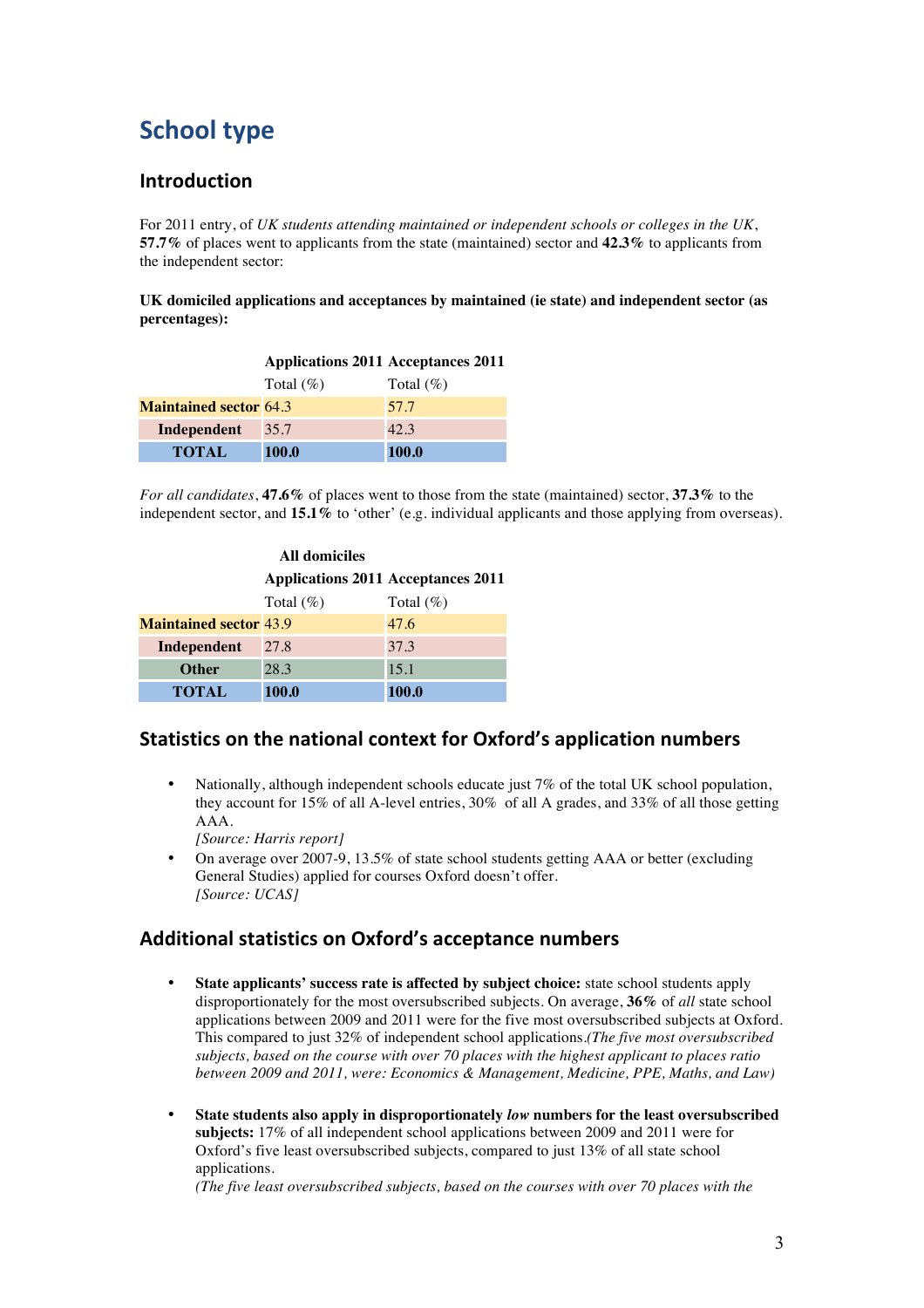# School type

## Introduction

For 2011 entry, of *UK students attending maintained or independent schools or colleges in the UK*, **57.7%** of places went to applicants from the state (maintained) sector and **42.3%** to applicants from the independent sector:

**UK domiciled applications and acceptances by maintained (ie state) and independent sector (as percentages):**

| | **Applications 2011** | **Acceptances 2011** |
|---|---|---|
| | Total (%) | Total (%) |
| **Maintained sector** | 64.3 | 57.7 |
| **Independent** | 35.7 | 42.3 |
| **TOTAL** | **100.0** | **100.0** |

*For all candidates*, **47.6%** of places went to those from the state (maintained) sector, **37.3%** to the independent sector, and **15.1%** to 'other' (e.g. individual applicants and those applying from overseas).

| | **All domiciles** | |
|---|---|---|
| | **Applications 2011** | **Acceptances 2011** |
| | Total (%) | Total (%) |
| **Maintained sector** | 43.9 | 47.6 |
| **Independent** | 27.8 | 37.3 |
| **Other** | 28.3 | 15.1 |
| **TOTAL** | **100.0** | **100.0** |

## Statistics on the national context for Oxford's application numbers

- Nationally, although independent schools educate just 7% of the total UK school population, they account for 15% of all A-level entries, 30% of all A grades, and 33% of all those getting AAA.
  *[Source: Harris report]*
- On average over 2007-9, 13.5% of state school students getting AAA or better (excluding General Studies) applied for courses Oxford doesn't offer.
  *[Source: UCAS]*

## Additional statistics on Oxford's acceptance numbers

- **State applicants' success rate is affected by subject choice:** state school students apply disproportionately for the most oversubscribed subjects. On average, **36%** of *all* state school applications between 2009 and 2011 were for the five most oversubscribed subjects at Oxford. This compared to just 32% of independent school applications.*(The five most oversubscribed subjects, based on the course with over 70 places with the highest applicant to places ratio between 2009 and 2011, were: Economics & Management, Medicine, PPE, Maths, and Law)*

- **State students also apply in disproportionately *low* numbers for the least oversubscribed subjects:** 17% of all independent school applications between 2009 and 2011 were for Oxford's five least oversubscribed subjects, compared to just 13% of all state school applications.
  *(The five least oversubscribed subjects, based on the courses with over 70 places with the*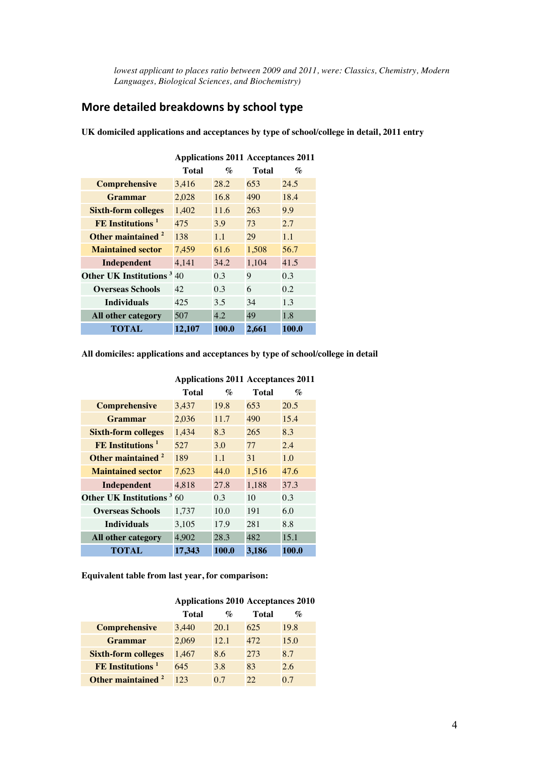*lowest applicant to places ratio between 2009 and 2011, were: Classics, Chemistry, Modern Languages, Biological Sciences, and Biochemistry)*

## More detailed breakdowns by school type

**UK domiciled applications and acceptances by type of school/college in detail, 2011 entry**

| | Applications 2011 | | Acceptances 2011 | |
|---|---|---|---|---|
| | **Total** | **%** | **Total** | **%** |
| **Comprehensive** | 3,416 | 28.2 | 653 | 24.5 |
| **Grammar** | 2,028 | 16.8 | 490 | 18.4 |
| **Sixth-form colleges** | 1,402 | 11.6 | 263 | 9.9 |
| **FE Institutions** [1] | 475 | 3.9 | 73 | 2.7 |
| **Other maintained** [2] | 138 | 1.1 | 29 | 1.1 |
| **Maintained sector** | 7,459 | 61.6 | 1,508 | 56.7 |
| **Independent** | 4,141 | 34.2 | 1,104 | 41.5 |
| **Other UK Institutions** [3] | 40 | 0.3 | 9 | 0.3 |
| **Overseas Schools** | 42 | 0.3 | 6 | 0.2 |
| **Individuals** | 425 | 3.5 | 34 | 1.3 |
| **All other category** | 507 | 4.2 | 49 | 1.8 |
| **TOTAL** | **12,107** | **100.0** | **2,661** | **100.0** |

**All domiciles: applications and acceptances by type of school/college in detail**

| | Applications 2011 | | Acceptances 2011 | |
|---|---|---|---|---|
| | **Total** | **%** | **Total** | **%** |
| **Comprehensive** | 3,437 | 19.8 | 653 | 20.5 |
| **Grammar** | 2,036 | 11.7 | 490 | 15.4 |
| **Sixth-form colleges** | 1,434 | 8.3 | 265 | 8.3 |
| **FE Institutions** [1] | 527 | 3.0 | 77 | 2.4 |
| **Other maintained** [2] | 189 | 1.1 | 31 | 1.0 |
| **Maintained sector** | 7,623 | 44.0 | 1,516 | 47.6 |
| **Independent** | 4,818 | 27.8 | 1,188 | 37.3 |
| **Other UK Institutions** [3] | 60 | 0.3 | 10 | 0.3 |
| **Overseas Schools** | 1,737 | 10.0 | 191 | 6.0 |
| **Individuals** | 3,105 | 17.9 | 281 | 8.8 |
| **All other category** | 4,902 | 28.3 | 482 | 15.1 |
| **TOTAL** | **17,343** | **100.0** | **3,186** | **100.0** |

**Equivalent table from last year, for comparison:**

| | Applications 2010 | | Acceptances 2010 | |
|---|---|---|---|---|
| | **Total** | **%** | **Total** | **%** |
| **Comprehensive** | 3,440 | 20.1 | 625 | 19.8 |
| **Grammar** | 2,069 | 12.1 | 472 | 15.0 |
| **Sixth-form colleges** | 1,467 | 8.6 | 273 | 8.7 |
| **FE Institutions** [1] | 645 | 3.8 | 83 | 2.6 |
| **Other maintained** [2] | 123 | 0.7 | 22 | 0.7 |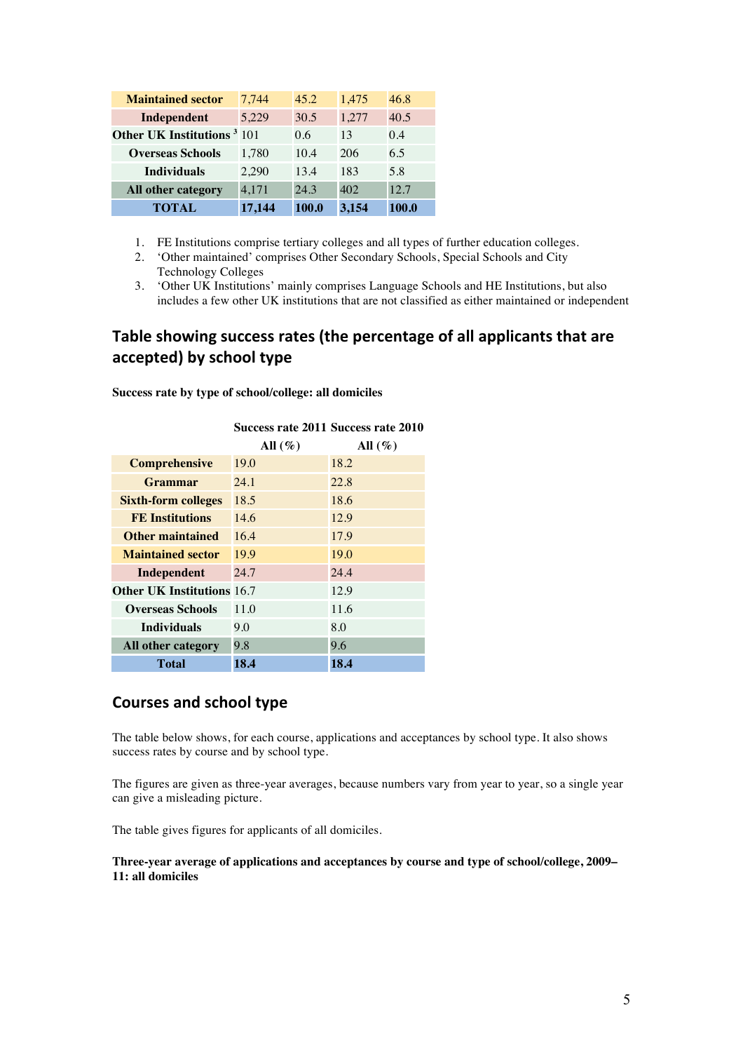| | | | | |
|---|---|---|---|---|
| **Maintained sector** | 7,744 | 45.2 | 1,475 | 46.8 |
| **Independent** | 5,229 | 30.5 | 1,277 | 40.5 |
| **Other UK Institutions** [3] | 101 | 0.6 | 13 | 0.4 |
| **Overseas Schools** | 1,780 | 10.4 | 206 | 6.5 |
| **Individuals** | 2,290 | 13.4 | 183 | 5.8 |
| **All other category** | 4,171 | 24.3 | 402 | 12.7 |
| **TOTAL** | **17,144** | **100.0** | **3,154** | **100.0** |

1. FE Institutions comprise tertiary colleges and all types of further education colleges.
2. 'Other maintained' comprises Other Secondary Schools, Special Schools and City Technology Colleges
3. 'Other UK Institutions' mainly comprises Language Schools and HE Institutions, but also includes a few other UK institutions that are not classified as either maintained or independent

## Table showing success rates (the percentage of all applicants that are accepted) by school type

**Success rate by type of school/college: all domiciles**

| | **Success rate 2011** | **Success rate 2010** |
|---|---|---|
| | **All (%)** | **All (%)** |
| **Comprehensive** | 19.0 | 18.2 |
| **Grammar** | 24.1 | 22.8 |
| **Sixth-form colleges** | 18.5 | 18.6 |
| **FE Institutions** | 14.6 | 12.9 |
| **Other maintained** | 16.4 | 17.9 |
| **Maintained sector** | 19.9 | 19.0 |
| **Independent** | 24.7 | 24.4 |
| **Other UK Institutions** | 16.7 | 12.9 |
| **Overseas Schools** | 11.0 | 11.6 |
| **Individuals** | 9.0 | 8.0 |
| **All other category** | 9.8 | 9.6 |
| **Total** | **18.4** | **18.4** |

## Courses and school type

The table below shows, for each course, applications and acceptances by school type. It also shows success rates by course and by school type.

The figures are given as three-year averages, because numbers vary from year to year, so a single year can give a misleading picture.

The table gives figures for applicants of all domiciles.

**Three-year average of applications and acceptances by course and type of school/college, 2009–11: all domiciles**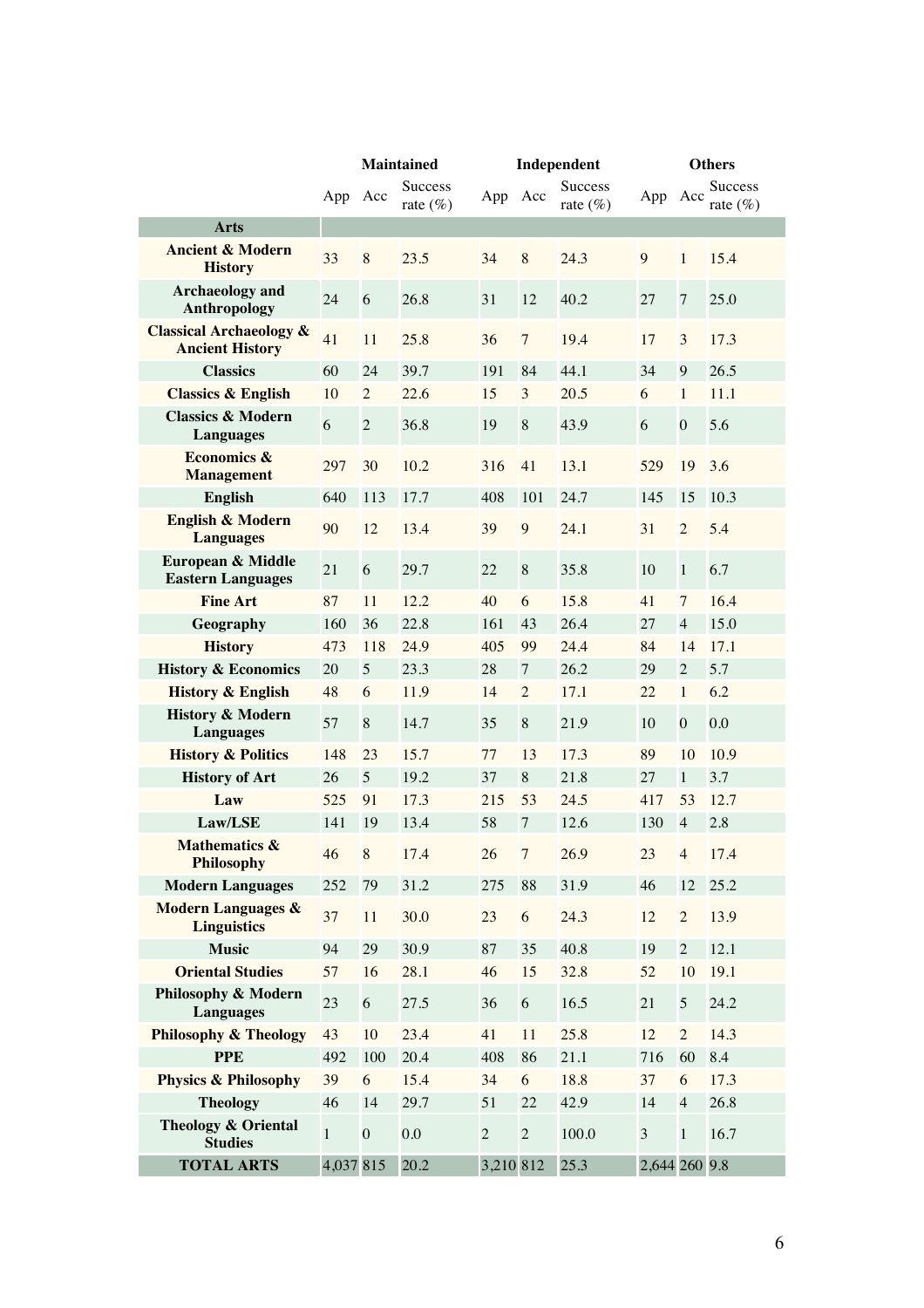| | Maintained | | | Independent | | | Others | | |
|---|---|---|---|---|---|---|---|---|---|
| | App | Acc | Success rate (%) | App | Acc | Success rate (%) | App | Acc | Success rate (%) |
| **Arts** | | | | | | | | | |
| **Ancient & Modern History** | 33 | 8 | 23.5 | 34 | 8 | 24.3 | 9 | 1 | 15.4 |
| **Archaeology and Anthropology** | 24 | 6 | 26.8 | 31 | 12 | 40.2 | 27 | 7 | 25.0 |
| **Classical Archaeology & Ancient History** | 41 | 11 | 25.8 | 36 | 7 | 19.4 | 17 | 3 | 17.3 |
| **Classics** | 60 | 24 | 39.7 | 191 | 84 | 44.1 | 34 | 9 | 26.5 |
| **Classics & English** | 10 | 2 | 22.6 | 15 | 3 | 20.5 | 6 | 1 | 11.1 |
| **Classics & Modern Languages** | 6 | 2 | 36.8 | 19 | 8 | 43.9 | 6 | 0 | 5.6 |
| **Economics & Management** | 297 | 30 | 10.2 | 316 | 41 | 13.1 | 529 | 19 | 3.6 |
| **English** | 640 | 113 | 17.7 | 408 | 101 | 24.7 | 145 | 15 | 10.3 |
| **English & Modern Languages** | 90 | 12 | 13.4 | 39 | 9 | 24.1 | 31 | 2 | 5.4 |
| **European & Middle Eastern Languages** | 21 | 6 | 29.7 | 22 | 8 | 35.8 | 10 | 1 | 6.7 |
| **Fine Art** | 87 | 11 | 12.2 | 40 | 6 | 15.8 | 41 | 7 | 16.4 |
| **Geography** | 160 | 36 | 22.8 | 161 | 43 | 26.4 | 27 | 4 | 15.0 |
| **History** | 473 | 118 | 24.9 | 405 | 99 | 24.4 | 84 | 14 | 17.1 |
| **History & Economics** | 20 | 5 | 23.3 | 28 | 7 | 26.2 | 29 | 2 | 5.7 |
| **History & English** | 48 | 6 | 11.9 | 14 | 2 | 17.1 | 22 | 1 | 6.2 |
| **History & Modern Languages** | 57 | 8 | 14.7 | 35 | 8 | 21.9 | 10 | 0 | 0.0 |
| **History & Politics** | 148 | 23 | 15.7 | 77 | 13 | 17.3 | 89 | 10 | 10.9 |
| **History of Art** | 26 | 5 | 19.2 | 37 | 8 | 21.8 | 27 | 1 | 3.7 |
| **Law** | 525 | 91 | 17.3 | 215 | 53 | 24.5 | 417 | 53 | 12.7 |
| **Law/LSE** | 141 | 19 | 13.4 | 58 | 7 | 12.6 | 130 | 4 | 2.8 |
| **Mathematics & Philosophy** | 46 | 8 | 17.4 | 26 | 7 | 26.9 | 23 | 4 | 17.4 |
| **Modern Languages** | 252 | 79 | 31.2 | 275 | 88 | 31.9 | 46 | 12 | 25.2 |
| **Modern Languages & Linguistics** | 37 | 11 | 30.0 | 23 | 6 | 24.3 | 12 | 2 | 13.9 |
| **Music** | 94 | 29 | 30.9 | 87 | 35 | 40.8 | 19 | 2 | 12.1 |
| **Oriental Studies** | 57 | 16 | 28.1 | 46 | 15 | 32.8 | 52 | 10 | 19.1 |
| **Philosophy & Modern Languages** | 23 | 6 | 27.5 | 36 | 6 | 16.5 | 21 | 5 | 24.2 |
| **Philosophy & Theology** | 43 | 10 | 23.4 | 41 | 11 | 25.8 | 12 | 2 | 14.3 |
| **PPE** | 492 | 100 | 20.4 | 408 | 86 | 21.1 | 716 | 60 | 8.4 |
| **Physics & Philosophy** | 39 | 6 | 15.4 | 34 | 6 | 18.8 | 37 | 6 | 17.3 |
| **Theology** | 46 | 14 | 29.7 | 51 | 22 | 42.9 | 14 | 4 | 26.8 |
| **Theology & Oriental Studies** | 1 | 0 | 0.0 | 2 | 2 | 100.0 | 3 | 1 | 16.7 |
| **TOTAL ARTS** | 4,037 | 815 | 20.2 | 3,210 | 812 | 25.3 | 2,644 | 260 | 9.8 |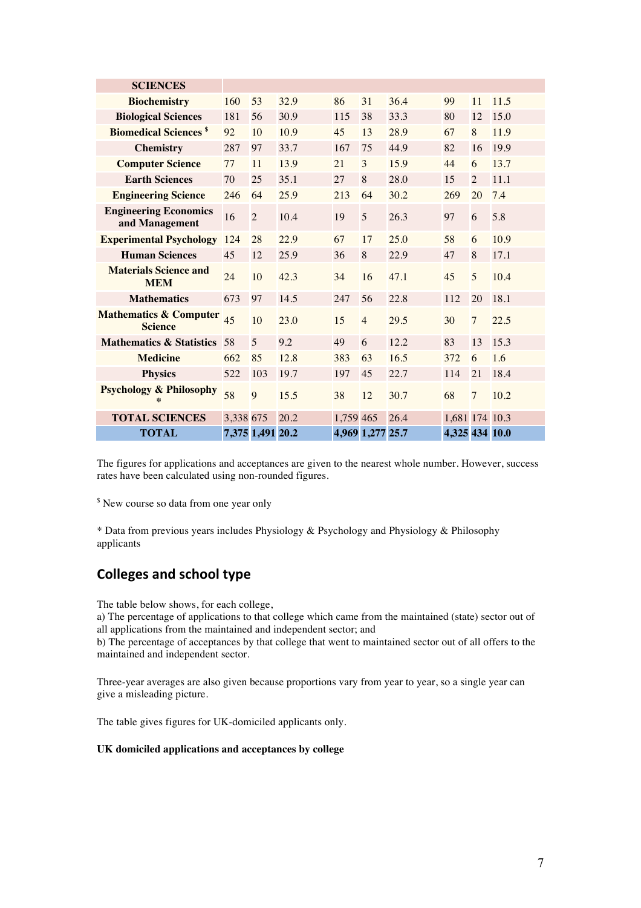| SCIENCES | | | | | | | | | |
|---|---|---|---|---|---|---|---|---|---|
| Biochemistry | 160 | 53 | 32.9 | 86 | 31 | 36.4 | 99 | 11 | 11.5 |
| Biological Sciences | 181 | 56 | 30.9 | 115 | 38 | 33.3 | 80 | 12 | 15.0 |
| Biomedical Sciences $ | 92 | 10 | 10.9 | 45 | 13 | 28.9 | 67 | 8 | 11.9 |
| Chemistry | 287 | 97 | 33.7 | 167 | 75 | 44.9 | 82 | 16 | 19.9 |
| Computer Science | 77 | 11 | 13.9 | 21 | 3 | 15.9 | 44 | 6 | 13.7 |
| Earth Sciences | 70 | 25 | 35.1 | 27 | 8 | 28.0 | 15 | 2 | 11.1 |
| Engineering Science | 246 | 64 | 25.9 | 213 | 64 | 30.2 | 269 | 20 | 7.4 |
| Engineering Economics and Management | 16 | 2 | 10.4 | 19 | 5 | 26.3 | 97 | 6 | 5.8 |
| Experimental Psychology | 124 | 28 | 22.9 | 67 | 17 | 25.0 | 58 | 6 | 10.9 |
| Human Sciences | 45 | 12 | 25.9 | 36 | 8 | 22.9 | 47 | 8 | 17.1 |
| Materials Science and MEM | 24 | 10 | 42.3 | 34 | 16 | 47.1 | 45 | 5 | 10.4 |
| Mathematics | 673 | 97 | 14.5 | 247 | 56 | 22.8 | 112 | 20 | 18.1 |
| Mathematics & Computer Science | 45 | 10 | 23.0 | 15 | 4 | 29.5 | 30 | 7 | 22.5 |
| Mathematics & Statistics | 58 | 5 | 9.2 | 49 | 6 | 12.2 | 83 | 13 | 15.3 |
| Medicine | 662 | 85 | 12.8 | 383 | 63 | 16.5 | 372 | 6 | 1.6 |
| Physics | 522 | 103 | 19.7 | 197 | 45 | 22.7 | 114 | 21 | 18.4 |
| Psychology & Philosophy * | 58 | 9 | 15.5 | 38 | 12 | 30.7 | 68 | 7 | 10.2 |
| TOTAL SCIENCES | 3,338 | 675 | 20.2 | 1,759 | 465 | 26.4 | 1,681 | 174 | 10.3 |
| **TOTAL** | **7,375** | **1,491** | **20.2** | **4,969** | **1,277** | **25.7** | **4,325** | **434** | **10.0** |

The figures for applications and acceptances are given to the nearest whole number. However, success rates have been calculated using non-rounded figures.

$ New course so data from one year only

* Data from previous years includes Physiology & Psychology and Physiology & Philosophy applicants

## Colleges and school type

The table below shows, for each college,
a) The percentage of applications to that college which came from the maintained (state) sector out of all applications from the maintained and independent sector; and
b) The percentage of acceptances by that college that went to maintained sector out of all offers to the maintained and independent sector.

Three-year averages are also given because proportions vary from year to year, so a single year can give a misleading picture.

The table gives figures for UK-domiciled applicants only.

**UK domiciled applications and acceptances by college**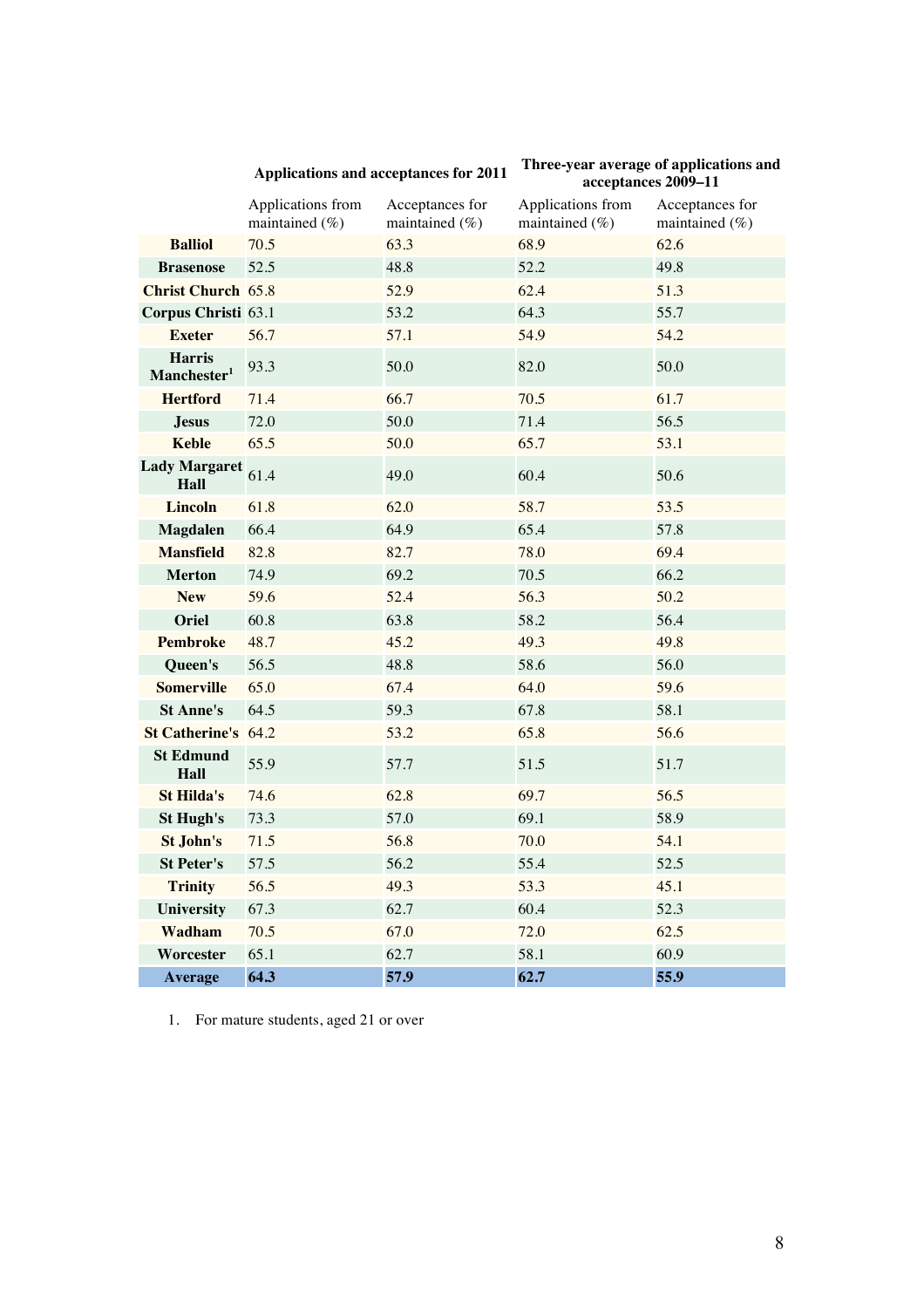| | Applications and acceptances for 2011 | | Three-year average of applications and acceptances 2009–11 | |
|---|---|---|---|---|
| | Applications from maintained (%) | Acceptances for maintained (%) | Applications from maintained (%) | Acceptances for maintained (%) |
| **Balliol** | 70.5 | 63.3 | 68.9 | 62.6 |
| **Brasenose** | 52.5 | 48.8 | 52.2 | 49.8 |
| **Christ Church** | 65.8 | 52.9 | 62.4 | 51.3 |
| **Corpus Christi** | 63.1 | 53.2 | 64.3 | 55.7 |
| **Exeter** | 56.7 | 57.1 | 54.9 | 54.2 |
| **Harris Manchester**[1] | 93.3 | 50.0 | 82.0 | 50.0 |
| **Hertford** | 71.4 | 66.7 | 70.5 | 61.7 |
| **Jesus** | 72.0 | 50.0 | 71.4 | 56.5 |
| **Keble** | 65.5 | 50.0 | 65.7 | 53.1 |
| **Lady Margaret Hall** | 61.4 | 49.0 | 60.4 | 50.6 |
| **Lincoln** | 61.8 | 62.0 | 58.7 | 53.5 |
| **Magdalen** | 66.4 | 64.9 | 65.4 | 57.8 |
| **Mansfield** | 82.8 | 82.7 | 78.0 | 69.4 |
| **Merton** | 74.9 | 69.2 | 70.5 | 66.2 |
| **New** | 59.6 | 52.4 | 56.3 | 50.2 |
| **Oriel** | 60.8 | 63.8 | 58.2 | 56.4 |
| **Pembroke** | 48.7 | 45.2 | 49.3 | 49.8 |
| **Queen's** | 56.5 | 48.8 | 58.6 | 56.0 |
| **Somerville** | 65.0 | 67.4 | 64.0 | 59.6 |
| **St Anne's** | 64.5 | 59.3 | 67.8 | 58.1 |
| **St Catherine's** | 64.2 | 53.2 | 65.8 | 56.6 |
| **St Edmund Hall** | 55.9 | 57.7 | 51.5 | 51.7 |
| **St Hilda's** | 74.6 | 62.8 | 69.7 | 56.5 |
| **St Hugh's** | 73.3 | 57.0 | 69.1 | 58.9 |
| **St John's** | 71.5 | 56.8 | 70.0 | 54.1 |
| **St Peter's** | 57.5 | 56.2 | 55.4 | 52.5 |
| **Trinity** | 56.5 | 49.3 | 53.3 | 45.1 |
| **University** | 67.3 | 62.7 | 60.4 | 52.3 |
| **Wadham** | 70.5 | 67.0 | 72.0 | 62.5 |
| **Worcester** | 65.1 | 62.7 | 58.1 | 60.9 |
| **Average** | **64.3** | **57.9** | **62.7** | **55.9** |

1. For mature students, aged 21 or over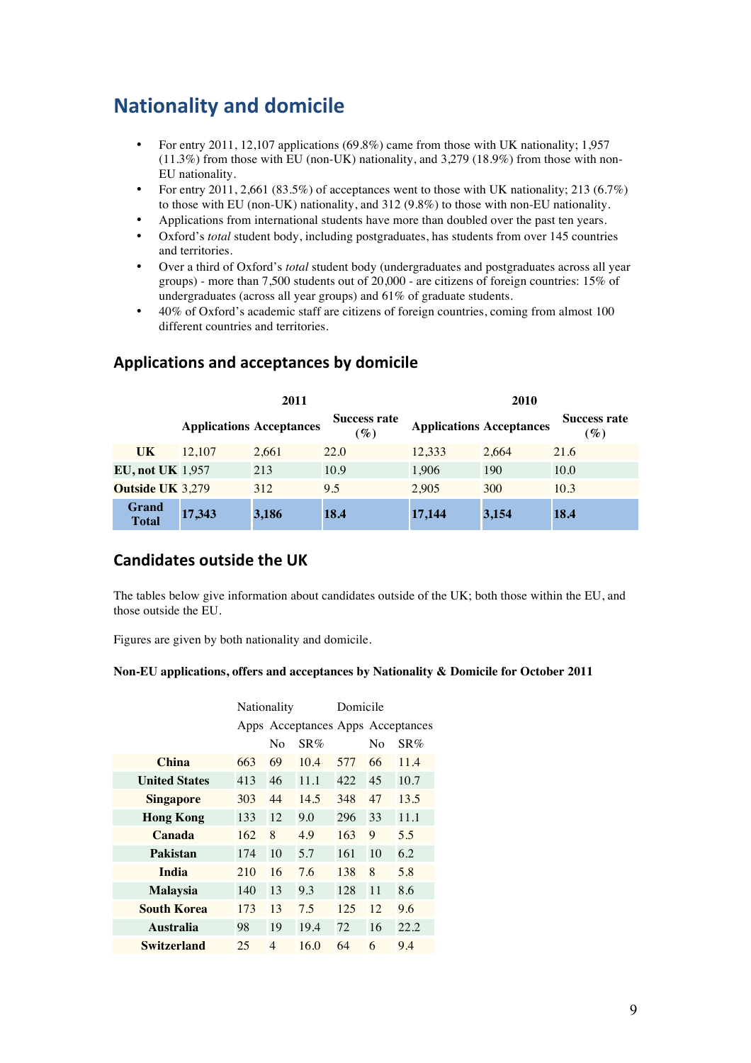# Nationality and domicile

- For entry 2011, 12,107 applications (69.8%) came from those with UK nationality; 1,957 (11.3%) from those with EU (non-UK) nationality, and 3,279 (18.9%) from those with non-EU nationality.
- For entry 2011, 2,661 (83.5%) of acceptances went to those with UK nationality; 213 (6.7%) to those with EU (non-UK) nationality, and 312 (9.8%) to those with non-EU nationality.
- Applications from international students have more than doubled over the past ten years.
- Oxford's *total* student body, including postgraduates, has students from over 145 countries and territories.
- Over a third of Oxford's *total* student body (undergraduates and postgraduates across all year groups) - more than 7,500 students out of 20,000 - are citizens of foreign countries: 15% of undergraduates (across all year groups) and 61% of graduate students.
- 40% of Oxford's academic staff are citizens of foreign countries, coming from almost 100 different countries and territories.

## Applications and acceptances by domicile

| | 2011 | | | 2010 | | |
|---|---|---|---|---|---|---|
| | **Applications** | **Acceptances** | **Success rate (%)** | **Applications** | **Acceptances** | **Success rate (%)** |
| **UK** | 12,107 | 2,661 | 22.0 | 12,333 | 2,664 | 21.6 |
| **EU, not UK** | 1,957 | 213 | 10.9 | 1,906 | 190 | 10.0 |
| **Outside UK** | 3,279 | 312 | 9.5 | 2,905 | 300 | 10.3 |
| **Grand Total** | **17,343** | **3,186** | **18.4** | **17,144** | **3,154** | **18.4** |

## Candidates outside the UK

The tables below give information about candidates outside of the UK; both those within the EU, and those outside the EU.

Figures are given by both nationality and domicile.

**Non-EU applications, offers and acceptances by Nationality & Domicile for October 2011**

| | Nationality | | | Domicile | | |
|---|---|---|---|---|---|---|
| | Apps | Acceptances | | Apps | Acceptances | |
| | | No | SR% | | No | SR% |
| **China** | 663 | 69 | 10.4 | 577 | 66 | 11.4 |
| **United States** | 413 | 46 | 11.1 | 422 | 45 | 10.7 |
| **Singapore** | 303 | 44 | 14.5 | 348 | 47 | 13.5 |
| **Hong Kong** | 133 | 12 | 9.0 | 296 | 33 | 11.1 |
| **Canada** | 162 | 8 | 4.9 | 163 | 9 | 5.5 |
| **Pakistan** | 174 | 10 | 5.7 | 161 | 10 | 6.2 |
| **India** | 210 | 16 | 7.6 | 138 | 8 | 5.8 |
| **Malaysia** | 140 | 13 | 9.3 | 128 | 11 | 8.6 |
| **South Korea** | 173 | 13 | 7.5 | 125 | 12 | 9.6 |
| **Australia** | 98 | 19 | 19.4 | 72 | 16 | 22.2 |
| **Switzerland** | 25 | 4 | 16.0 | 64 | 6 | 9.4 |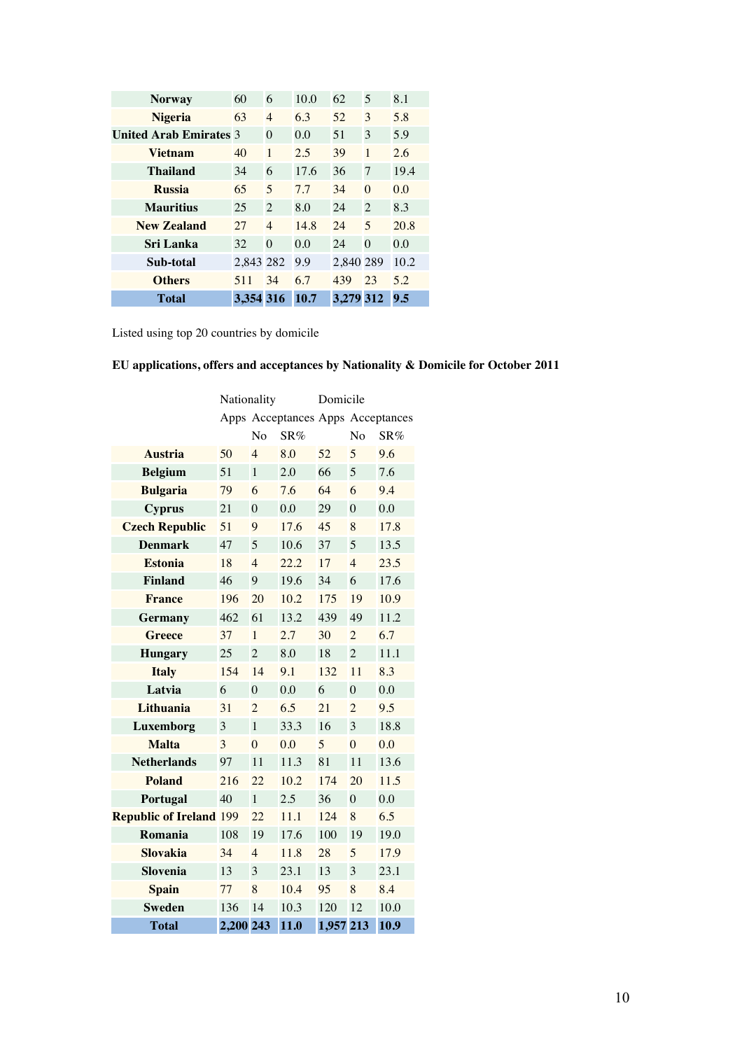| | | | | | | |
|---|---|---|---|---|---|---|
| **Norway** | 60 | 6 | 10.0 | 62 | 5 | 8.1 |
| **Nigeria** | 63 | 4 | 6.3 | 52 | 3 | 5.8 |
| **United Arab Emirates** | 3 | 0 | 0.0 | 51 | 3 | 5.9 |
| **Vietnam** | 40 | 1 | 2.5 | 39 | 1 | 2.6 |
| **Thailand** | 34 | 6 | 17.6 | 36 | 7 | 19.4 |
| **Russia** | 65 | 5 | 7.7 | 34 | 0 | 0.0 |
| **Mauritius** | 25 | 2 | 8.0 | 24 | 2 | 8.3 |
| **New Zealand** | 27 | 4 | 14.8 | 24 | 5 | 20.8 |
| **Sri Lanka** | 32 | 0 | 0.0 | 24 | 0 | 0.0 |
| **Sub-total** | 2,843 | 282 | 9.9 | 2,840 | 289 | 10.2 |
| **Others** | 511 | 34 | 6.7 | 439 | 23 | 5.2 |
| **Total** | **3,354** | **316** | **10.7** | **3,279** | **312** | **9.5** |

Listed using top 20 countries by domicile

**EU applications, offers and acceptances by Nationality & Domicile for October 2011**

| | Nationality | | | Domicile | | |
|---|---|---|---|---|---|---|
| | Apps | Acceptances | | Apps | Acceptances | |
| | | No | SR% | | No | SR% |
| **Austria** | 50 | 4 | 8.0 | 52 | 5 | 9.6 |
| **Belgium** | 51 | 1 | 2.0 | 66 | 5 | 7.6 |
| **Bulgaria** | 79 | 6 | 7.6 | 64 | 6 | 9.4 |
| **Cyprus** | 21 | 0 | 0.0 | 29 | 0 | 0.0 |
| **Czech Republic** | 51 | 9 | 17.6 | 45 | 8 | 17.8 |
| **Denmark** | 47 | 5 | 10.6 | 37 | 5 | 13.5 |
| **Estonia** | 18 | 4 | 22.2 | 17 | 4 | 23.5 |
| **Finland** | 46 | 9 | 19.6 | 34 | 6 | 17.6 |
| **France** | 196 | 20 | 10.2 | 175 | 19 | 10.9 |
| **Germany** | 462 | 61 | 13.2 | 439 | 49 | 11.2 |
| **Greece** | 37 | 1 | 2.7 | 30 | 2 | 6.7 |
| **Hungary** | 25 | 2 | 8.0 | 18 | 2 | 11.1 |
| **Italy** | 154 | 14 | 9.1 | 132 | 11 | 8.3 |
| **Latvia** | 6 | 0 | 0.0 | 6 | 0 | 0.0 |
| **Lithuania** | 31 | 2 | 6.5 | 21 | 2 | 9.5 |
| **Luxemborg** | 3 | 1 | 33.3 | 16 | 3 | 18.8 |
| **Malta** | 3 | 0 | 0.0 | 5 | 0 | 0.0 |
| **Netherlands** | 97 | 11 | 11.3 | 81 | 11 | 13.6 |
| **Poland** | 216 | 22 | 10.2 | 174 | 20 | 11.5 |
| **Portugal** | 40 | 1 | 2.5 | 36 | 0 | 0.0 |
| **Republic of Ireland** | 199 | 22 | 11.1 | 124 | 8 | 6.5 |
| **Romania** | 108 | 19 | 17.6 | 100 | 19 | 19.0 |
| **Slovakia** | 34 | 4 | 11.8 | 28 | 5 | 17.9 |
| **Slovenia** | 13 | 3 | 23.1 | 13 | 3 | 23.1 |
| **Spain** | 77 | 8 | 10.4 | 95 | 8 | 8.4 |
| **Sweden** | 136 | 14 | 10.3 | 120 | 12 | 10.0 |
| **Total** | **2,200** | **243** | **11.0** | **1,957** | **213** | **10.9** |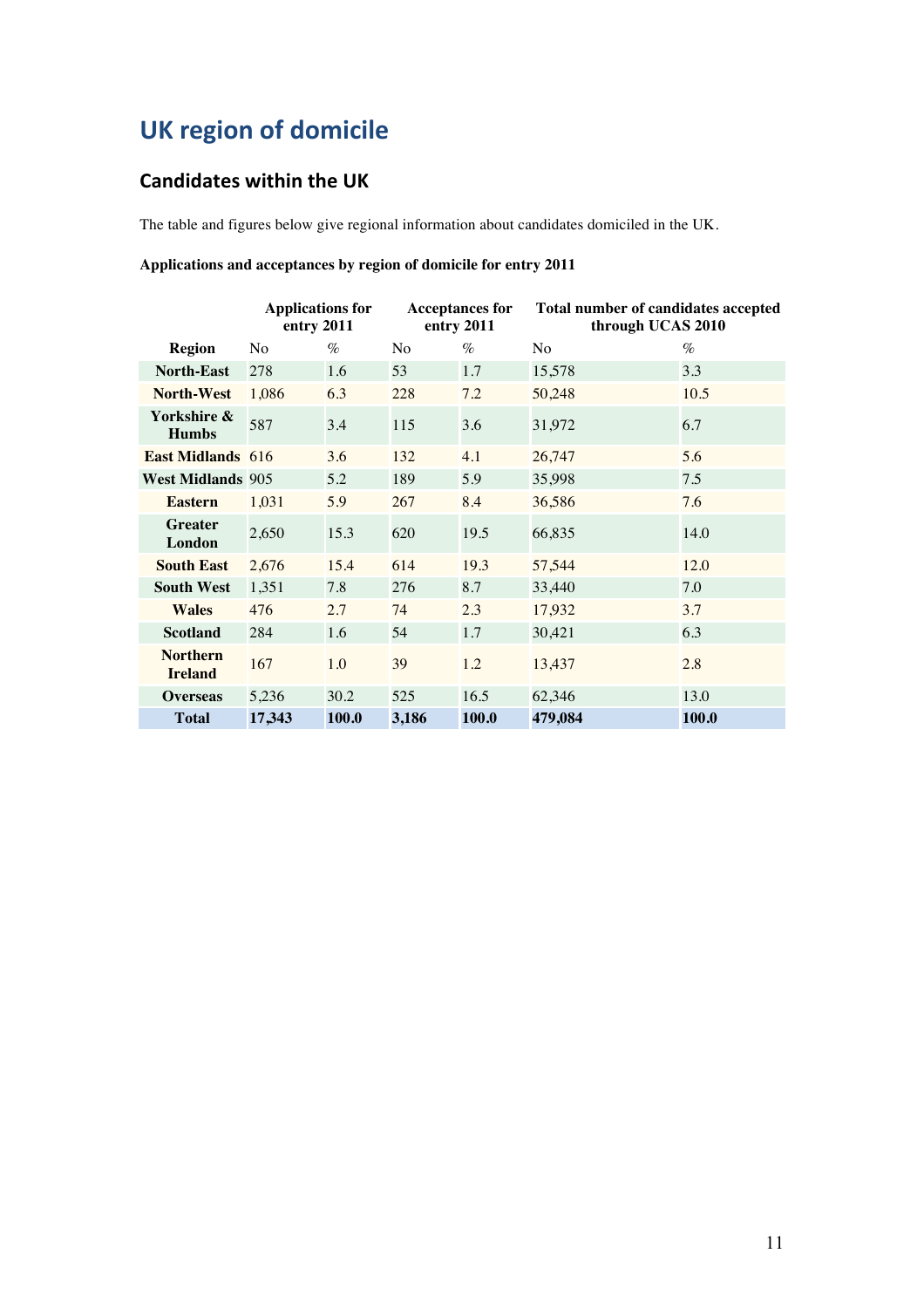# UK region of domicile

## Candidates within the UK

The table and figures below give regional information about candidates domiciled in the UK.

**Applications and acceptances by region of domicile for entry 2011**

| | Applications for entry 2011 | | Acceptances for entry 2011 | | Total number of candidates accepted through UCAS 2010 | |
|---|---|---|---|---|---|---|
| **Region** | No | % | No | % | No | % |
| **North-East** | 278 | 1.6 | 53 | 1.7 | 15,578 | 3.3 |
| **North-West** | 1,086 | 6.3 | 228 | 7.2 | 50,248 | 10.5 |
| **Yorkshire & Humbs** | 587 | 3.4 | 115 | 3.6 | 31,972 | 6.7 |
| **East Midlands** | 616 | 3.6 | 132 | 4.1 | 26,747 | 5.6 |
| **West Midlands** | 905 | 5.2 | 189 | 5.9 | 35,998 | 7.5 |
| **Eastern** | 1,031 | 5.9 | 267 | 8.4 | 36,586 | 7.6 |
| **Greater London** | 2,650 | 15.3 | 620 | 19.5 | 66,835 | 14.0 |
| **South East** | 2,676 | 15.4 | 614 | 19.3 | 57,544 | 12.0 |
| **South West** | 1,351 | 7.8 | 276 | 8.7 | 33,440 | 7.0 |
| **Wales** | 476 | 2.7 | 74 | 2.3 | 17,932 | 3.7 |
| **Scotland** | 284 | 1.6 | 54 | 1.7 | 30,421 | 6.3 |
| **Northern Ireland** | 167 | 1.0 | 39 | 1.2 | 13,437 | 2.8 |
| **Overseas** | 5,236 | 30.2 | 525 | 16.5 | 62,346 | 13.0 |
| **Total** | **17,343** | **100.0** | **3,186** | **100.0** | **479,084** | **100.0** |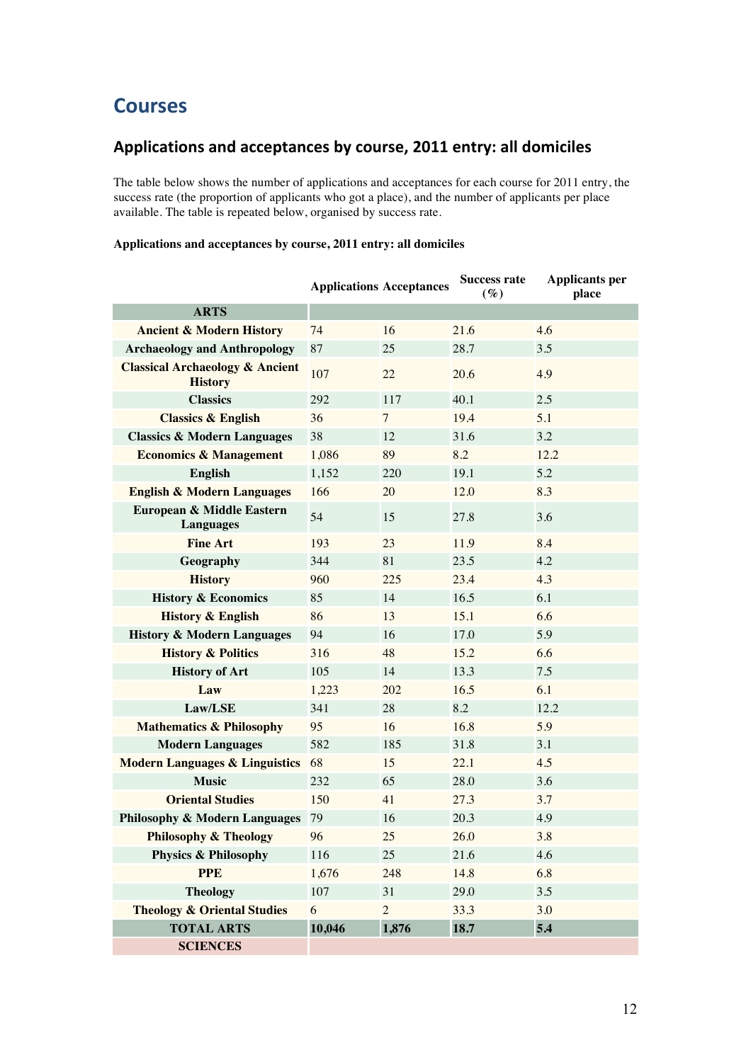# Courses

## Applications and acceptances by course, 2011 entry: all domiciles

The table below shows the number of applications and acceptances for each course for 2011 entry, the success rate (the proportion of applicants who got a place), and the number of applicants per place available. The table is repeated below, organised by success rate.

**Applications and acceptances by course, 2011 entry: all domiciles**

| | Applications | Acceptances | Success rate (%) | Applicants per place |
|---|---|---|---|---|
| **ARTS** | | | | |
| **Ancient & Modern History** | 74 | 16 | 21.6 | 4.6 |
| **Archaeology and Anthropology** | 87 | 25 | 28.7 | 3.5 |
| **Classical Archaeology & Ancient History** | 107 | 22 | 20.6 | 4.9 |
| **Classics** | 292 | 117 | 40.1 | 2.5 |
| **Classics & English** | 36 | 7 | 19.4 | 5.1 |
| **Classics & Modern Languages** | 38 | 12 | 31.6 | 3.2 |
| **Economics & Management** | 1,086 | 89 | 8.2 | 12.2 |
| **English** | 1,152 | 220 | 19.1 | 5.2 |
| **English & Modern Languages** | 166 | 20 | 12.0 | 8.3 |
| **European & Middle Eastern Languages** | 54 | 15 | 27.8 | 3.6 |
| **Fine Art** | 193 | 23 | 11.9 | 8.4 |
| **Geography** | 344 | 81 | 23.5 | 4.2 |
| **History** | 960 | 225 | 23.4 | 4.3 |
| **History & Economics** | 85 | 14 | 16.5 | 6.1 |
| **History & English** | 86 | 13 | 15.1 | 6.6 |
| **History & Modern Languages** | 94 | 16 | 17.0 | 5.9 |
| **History & Politics** | 316 | 48 | 15.2 | 6.6 |
| **History of Art** | 105 | 14 | 13.3 | 7.5 |
| **Law** | 1,223 | 202 | 16.5 | 6.1 |
| **Law/LSE** | 341 | 28 | 8.2 | 12.2 |
| **Mathematics & Philosophy** | 95 | 16 | 16.8 | 5.9 |
| **Modern Languages** | 582 | 185 | 31.8 | 3.1 |
| **Modern Languages & Linguistics** | 68 | 15 | 22.1 | 4.5 |
| **Music** | 232 | 65 | 28.0 | 3.6 |
| **Oriental Studies** | 150 | 41 | 27.3 | 3.7 |
| **Philosophy & Modern Languages** | 79 | 16 | 20.3 | 4.9 |
| **Philosophy & Theology** | 96 | 25 | 26.0 | 3.8 |
| **Physics & Philosophy** | 116 | 25 | 21.6 | 4.6 |
| **PPE** | 1,676 | 248 | 14.8 | 6.8 |
| **Theology** | 107 | 31 | 29.0 | 3.5 |
| **Theology & Oriental Studies** | 6 | 2 | 33.3 | 3.0 |
| **TOTAL ARTS** | **10,046** | **1,876** | **18.7** | **5.4** |
| **SCIENCES** | | | | |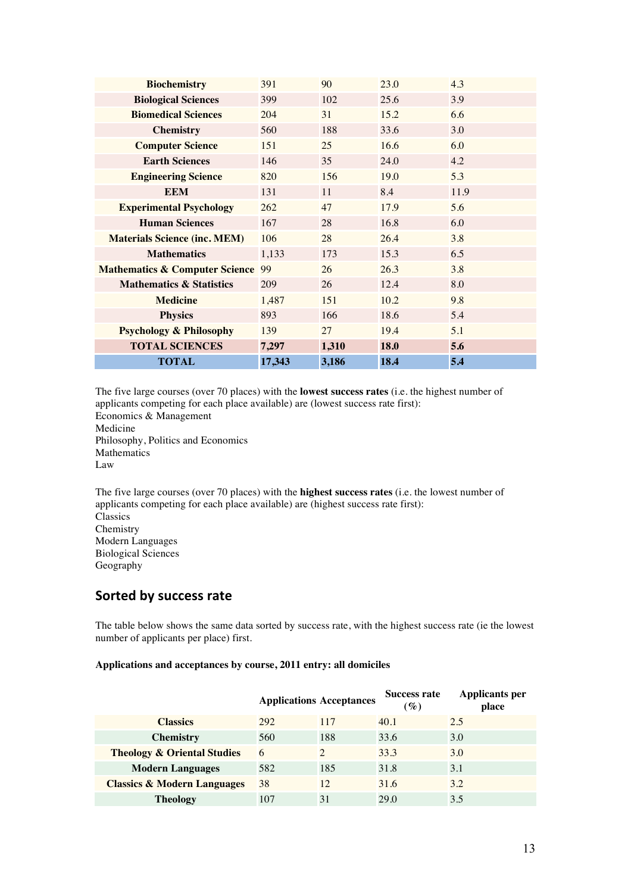| | | | | |
|---|---|---|---|---|
| **Biochemistry** | 391 | 90 | 23.0 | 4.3 |
| **Biological Sciences** | 399 | 102 | 25.6 | 3.9 |
| **Biomedical Sciences** | 204 | 31 | 15.2 | 6.6 |
| **Chemistry** | 560 | 188 | 33.6 | 3.0 |
| **Computer Science** | 151 | 25 | 16.6 | 6.0 |
| **Earth Sciences** | 146 | 35 | 24.0 | 4.2 |
| **Engineering Science** | 820 | 156 | 19.0 | 5.3 |
| **EEM** | 131 | 11 | 8.4 | 11.9 |
| **Experimental Psychology** | 262 | 47 | 17.9 | 5.6 |
| **Human Sciences** | 167 | 28 | 16.8 | 6.0 |
| **Materials Science (inc. MEM)** | 106 | 28 | 26.4 | 3.8 |
| **Mathematics** | 1,133 | 173 | 15.3 | 6.5 |
| **Mathematics & Computer Science** | 99 | 26 | 26.3 | 3.8 |
| **Mathematics & Statistics** | 209 | 26 | 12.4 | 8.0 |
| **Medicine** | 1,487 | 151 | 10.2 | 9.8 |
| **Physics** | 893 | 166 | 18.6 | 5.4 |
| **Psychology & Philosophy** | 139 | 27 | 19.4 | 5.1 |
| **TOTAL SCIENCES** | **7,297** | **1,310** | **18.0** | **5.6** |
| **TOTAL** | **17,343** | **3,186** | **18.4** | **5.4** |

The five large courses (over 70 places) with the **lowest success rates** (i.e. the highest number of applicants competing for each place available) are (lowest success rate first):
Economics & Management
Medicine
Philosophy, Politics and Economics
Mathematics
Law

The five large courses (over 70 places) with the **highest success rates** (i.e. the lowest number of applicants competing for each place available) are (highest success rate first):
Classics
Chemistry
Modern Languages
Biological Sciences
Geography

## Sorted by success rate

The table below shows the same data sorted by success rate, with the highest success rate (ie the lowest number of applicants per place) first.

**Applications and acceptances by course, 2011 entry: all domiciles**

| | Applications | Acceptances | Success rate (%) | Applicants per place |
|---|---|---|---|---|
| **Classics** | 292 | 117 | 40.1 | 2.5 |
| **Chemistry** | 560 | 188 | 33.6 | 3.0 |
| **Theology & Oriental Studies** | 6 | 2 | 33.3 | 3.0 |
| **Modern Languages** | 582 | 185 | 31.8 | 3.1 |
| **Classics & Modern Languages** | 38 | 12 | 31.6 | 3.2 |
| **Theology** | 107 | 31 | 29.0 | 3.5 |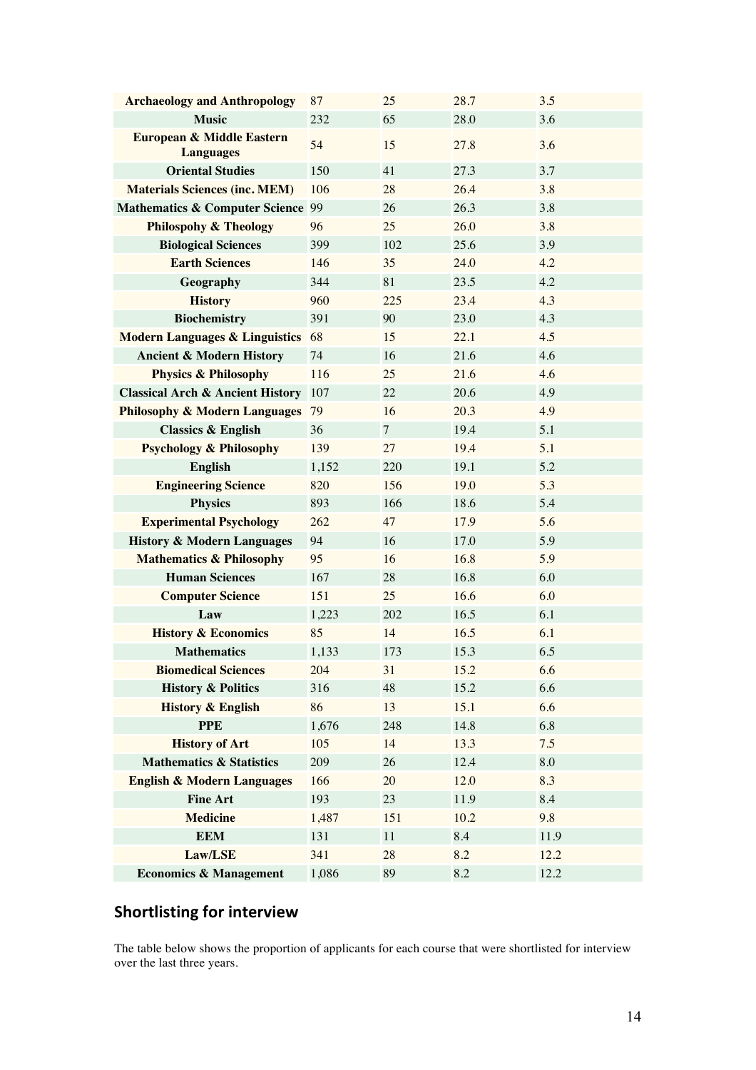| | | | | |
|---|---|---|---|---|
| **Archaeology and Anthropology** | 87 | 25 | 28.7 | 3.5 |
| **Music** | 232 | 65 | 28.0 | 3.6 |
| **European & Middle Eastern Languages** | 54 | 15 | 27.8 | 3.6 |
| **Oriental Studies** | 150 | 41 | 27.3 | 3.7 |
| **Materials Sciences (inc. MEM)** | 106 | 28 | 26.4 | 3.8 |
| **Mathematics & Computer Science** | 99 | 26 | 26.3 | 3.8 |
| **Philospohy & Theology** | 96 | 25 | 26.0 | 3.8 |
| **Biological Sciences** | 399 | 102 | 25.6 | 3.9 |
| **Earth Sciences** | 146 | 35 | 24.0 | 4.2 |
| **Geography** | 344 | 81 | 23.5 | 4.2 |
| **History** | 960 | 225 | 23.4 | 4.3 |
| **Biochemistry** | 391 | 90 | 23.0 | 4.3 |
| **Modern Languages & Linguistics** | 68 | 15 | 22.1 | 4.5 |
| **Ancient & Modern History** | 74 | 16 | 21.6 | 4.6 |
| **Physics & Philosophy** | 116 | 25 | 21.6 | 4.6 |
| **Classical Arch & Ancient History** | 107 | 22 | 20.6 | 4.9 |
| **Philosophy & Modern Languages** | 79 | 16 | 20.3 | 4.9 |
| **Classics & English** | 36 | 7 | 19.4 | 5.1 |
| **Psychology & Philosophy** | 139 | 27 | 19.4 | 5.1 |
| **English** | 1,152 | 220 | 19.1 | 5.2 |
| **Engineering Science** | 820 | 156 | 19.0 | 5.3 |
| **Physics** | 893 | 166 | 18.6 | 5.4 |
| **Experimental Psychology** | 262 | 47 | 17.9 | 5.6 |
| **History & Modern Languages** | 94 | 16 | 17.0 | 5.9 |
| **Mathematics & Philosophy** | 95 | 16 | 16.8 | 5.9 |
| **Human Sciences** | 167 | 28 | 16.8 | 6.0 |
| **Computer Science** | 151 | 25 | 16.6 | 6.0 |
| **Law** | 1,223 | 202 | 16.5 | 6.1 |
| **History & Economics** | 85 | 14 | 16.5 | 6.1 |
| **Mathematics** | 1,133 | 173 | 15.3 | 6.5 |
| **Biomedical Sciences** | 204 | 31 | 15.2 | 6.6 |
| **History & Politics** | 316 | 48 | 15.2 | 6.6 |
| **History & English** | 86 | 13 | 15.1 | 6.6 |
| **PPE** | 1,676 | 248 | 14.8 | 6.8 |
| **History of Art** | 105 | 14 | 13.3 | 7.5 |
| **Mathematics & Statistics** | 209 | 26 | 12.4 | 8.0 |
| **English & Modern Languages** | 166 | 20 | 12.0 | 8.3 |
| **Fine Art** | 193 | 23 | 11.9 | 8.4 |
| **Medicine** | 1,487 | 151 | 10.2 | 9.8 |
| **EEM** | 131 | 11 | 8.4 | 11.9 |
| **Law/LSE** | 341 | 28 | 8.2 | 12.2 |
| **Economics & Management** | 1,086 | 89 | 8.2 | 12.2 |

## Shortlisting for interview

The table below shows the proportion of applicants for each course that were shortlisted for interview over the last three years.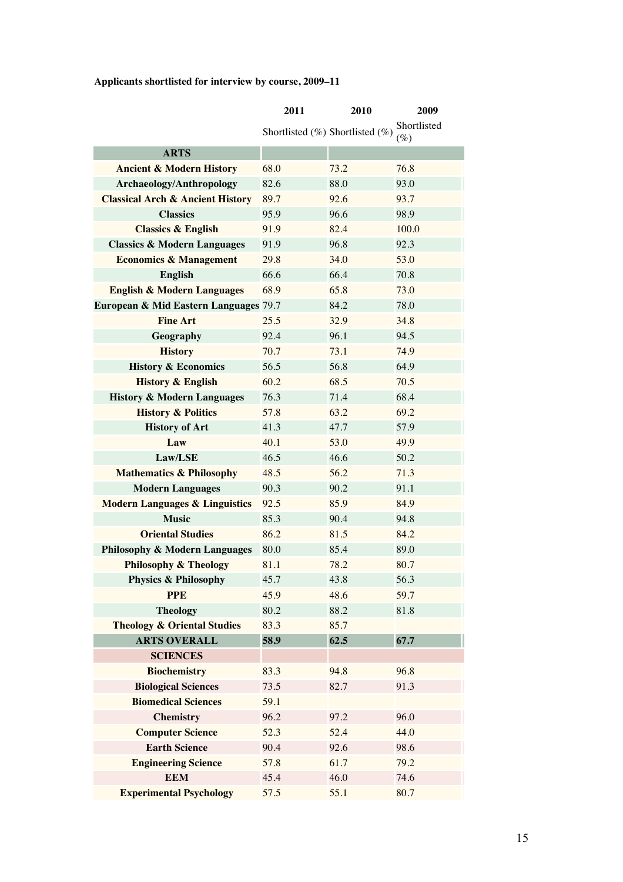**Applicants shortlisted for interview by course, 2009–11**

| | 2011 | 2010 | 2009 |
|---|---|---|---|
| | Shortlisted (%) | Shortlisted (%) | Shortlisted (%) |
| **ARTS** | | | |
| **Ancient & Modern History** | 68.0 | 73.2 | 76.8 |
| **Archaeology/Anthropology** | 82.6 | 88.0 | 93.0 |
| **Classical Arch & Ancient History** | 89.7 | 92.6 | 93.7 |
| **Classics** | 95.9 | 96.6 | 98.9 |
| **Classics & English** | 91.9 | 82.4 | 100.0 |
| **Classics & Modern Languages** | 91.9 | 96.8 | 92.3 |
| **Economics & Management** | 29.8 | 34.0 | 53.0 |
| **English** | 66.6 | 66.4 | 70.8 |
| **English & Modern Languages** | 68.9 | 65.8 | 73.0 |
| **European & Mid Eastern Languages** | 79.7 | 84.2 | 78.0 |
| **Fine Art** | 25.5 | 32.9 | 34.8 |
| **Geography** | 92.4 | 96.1 | 94.5 |
| **History** | 70.7 | 73.1 | 74.9 |
| **History & Economics** | 56.5 | 56.8 | 64.9 |
| **History & English** | 60.2 | 68.5 | 70.5 |
| **History & Modern Languages** | 76.3 | 71.4 | 68.4 |
| **History & Politics** | 57.8 | 63.2 | 69.2 |
| **History of Art** | 41.3 | 47.7 | 57.9 |
| **Law** | 40.1 | 53.0 | 49.9 |
| **Law/LSE** | 46.5 | 46.6 | 50.2 |
| **Mathematics & Philosophy** | 48.5 | 56.2 | 71.3 |
| **Modern Languages** | 90.3 | 90.2 | 91.1 |
| **Modern Languages & Linguistics** | 92.5 | 85.9 | 84.9 |
| **Music** | 85.3 | 90.4 | 94.8 |
| **Oriental Studies** | 86.2 | 81.5 | 84.2 |
| **Philosophy & Modern Languages** | 80.0 | 85.4 | 89.0 |
| **Philosophy & Theology** | 81.1 | 78.2 | 80.7 |
| **Physics & Philosophy** | 45.7 | 43.8 | 56.3 |
| **PPE** | 45.9 | 48.6 | 59.7 |
| **Theology** | 80.2 | 88.2 | 81.8 |
| **Theology & Oriental Studies** | 83.3 | 85.7 | |
| **ARTS OVERALL** | **58.9** | **62.5** | **67.7** |
| **SCIENCES** | | | |
| **Biochemistry** | 83.3 | 94.8 | 96.8 |
| **Biological Sciences** | 73.5 | 82.7 | 91.3 |
| **Biomedical Sciences** | 59.1 | | |
| **Chemistry** | 96.2 | 97.2 | 96.0 |
| **Computer Science** | 52.3 | 52.4 | 44.0 |
| **Earth Science** | 90.4 | 92.6 | 98.6 |
| **Engineering Science** | 57.8 | 61.7 | 79.2 |
| **EEM** | 45.4 | 46.0 | 74.6 |
| **Experimental Psychology** | 57.5 | 55.1 | 80.7 |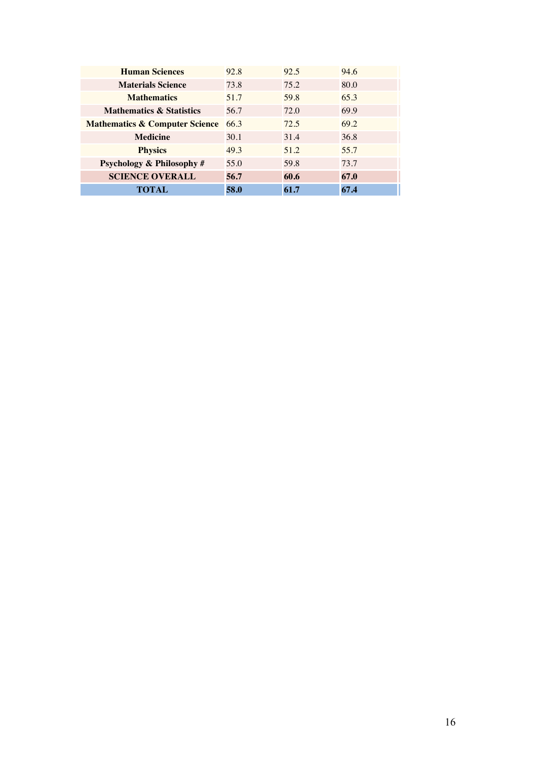| | | | |
|---|---|---|---|
| **Human Sciences** | 92.8 | 92.5 | 94.6 |
| **Materials Science** | 73.8 | 75.2 | 80.0 |
| **Mathematics** | 51.7 | 59.8 | 65.3 |
| **Mathematics & Statistics** | 56.7 | 72.0 | 69.9 |
| **Mathematics & Computer Science** | 66.3 | 72.5 | 69.2 |
| **Medicine** | 30.1 | 31.4 | 36.8 |
| **Physics** | 49.3 | 51.2 | 55.7 |
| **Psychology & Philosophy #** | 55.0 | 59.8 | 73.7 |
| **SCIENCE OVERALL** | **56.7** | **60.6** | **67.0** |
| **TOTAL** | **58.0** | **61.7** | **67.4** |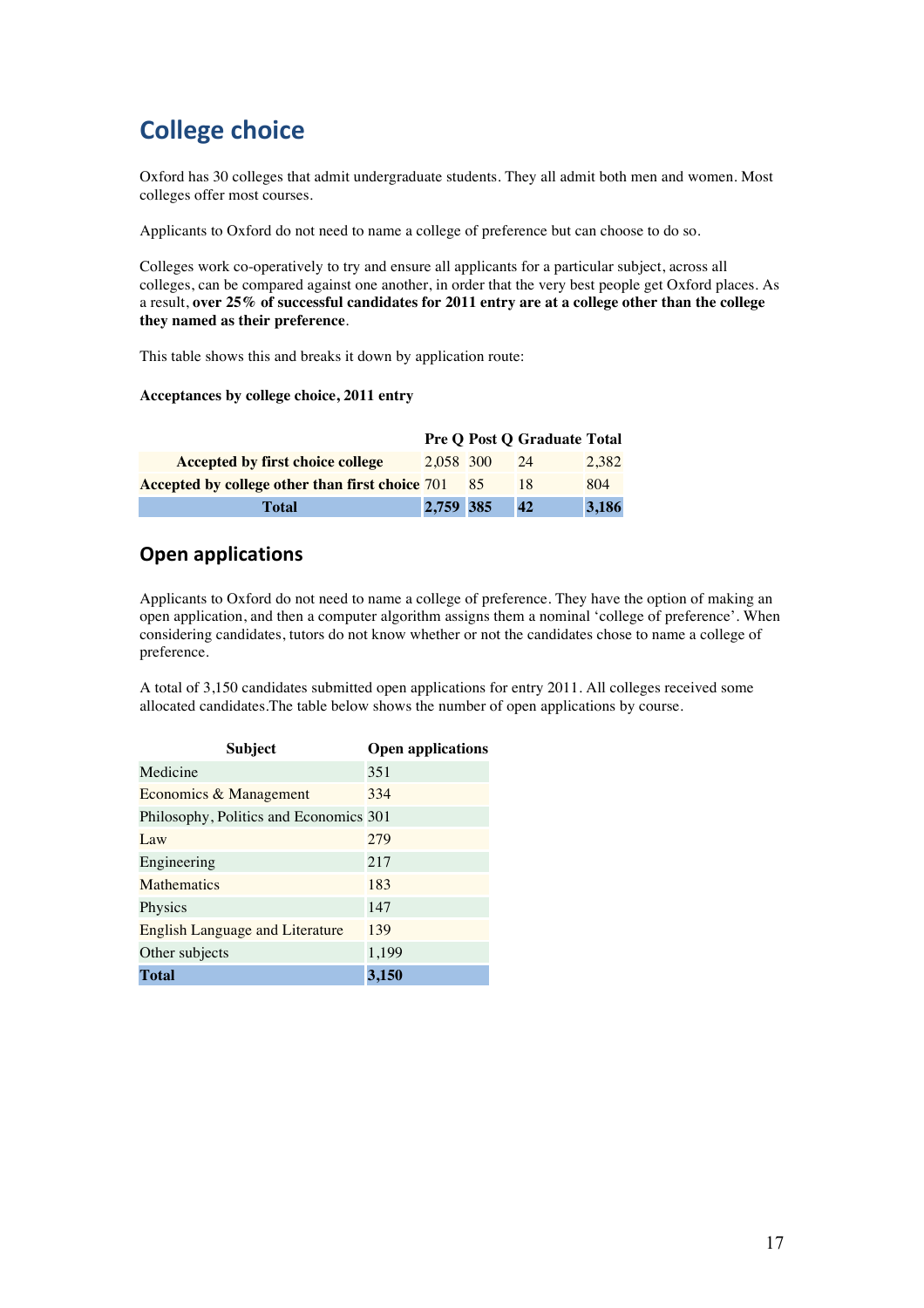# College choice

Oxford has 30 colleges that admit undergraduate students. They all admit both men and women. Most colleges offer most courses.

Applicants to Oxford do not need to name a college of preference but can choose to do so.

Colleges work co-operatively to try and ensure all applicants for a particular subject, across all colleges, can be compared against one another, in order that the very best people get Oxford places. As a result, **over 25% of successful candidates for 2011 entry are at a college other than the college they named as their preference**.

This table shows this and breaks it down by application route:

**Acceptances by college choice, 2011 entry**

| | Pre Q | Post Q | Graduate | Total |
|---|---|---|---|---|
| **Accepted by first choice college** | 2,058 | 300 | 24 | 2,382 |
| **Accepted by college other than first choice** | 701 | 85 | 18 | 804 |
| **Total** | **2,759** | **385** | **42** | **3,186** |

## Open applications

Applicants to Oxford do not need to name a college of preference. They have the option of making an open application, and then a computer algorithm assigns them a nominal 'college of preference'. When considering candidates, tutors do not know whether or not the candidates chose to name a college of preference.

A total of 3,150 candidates submitted open applications for entry 2011. All colleges received some allocated candidates.The table below shows the number of open applications by course.

| Subject | Open applications |
|---|---|
| Medicine | 351 |
| Economics & Management | 334 |
| Philosophy, Politics and Economics | 301 |
| Law | 279 |
| Engineering | 217 |
| Mathematics | 183 |
| Physics | 147 |
| English Language and Literature | 139 |
| Other subjects | 1,199 |
| **Total** | **3,150** |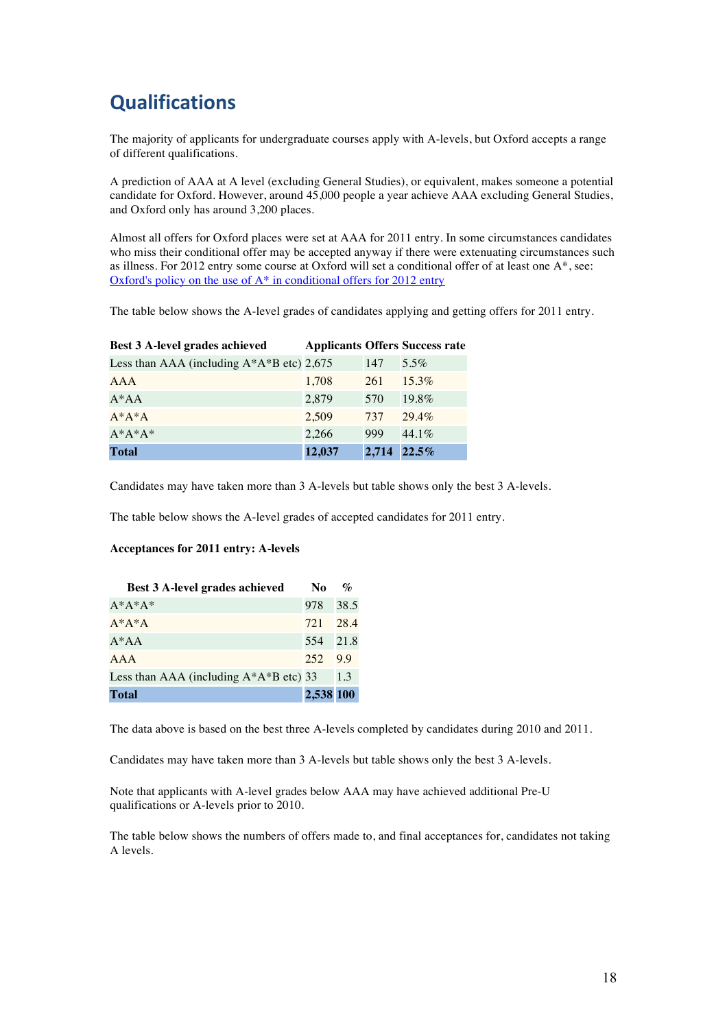# Qualifications

The majority of applicants for undergraduate courses apply with A-levels, but Oxford accepts a range of different qualifications.

A prediction of AAA at A level (excluding General Studies), or equivalent, makes someone a potential candidate for Oxford. However, around 45,000 people a year achieve AAA excluding General Studies, and Oxford only has around 3,200 places.

Almost all offers for Oxford places were set at AAA for 2011 entry. In some circumstances candidates who miss their conditional offer may be accepted anyway if there were extenuating circumstances such as illness. For 2012 entry some course at Oxford will set a conditional offer of at least one A*, see: [Oxford's policy on the use of A* in conditional offers for 2012 entry]

The table below shows the A-level grades of candidates applying and getting offers for 2011 entry.

| Best 3 A-level grades achieved | Applicants | Offers | Success rate |
|---|---|---|---|
| Less than AAA (including A*A*B etc) | 2,675 | 147 | 5.5% |
| AAA | 1,708 | 261 | 15.3% |
| A*AA | 2,879 | 570 | 19.8% |
| A*A*A | 2,509 | 737 | 29.4% |
| A*A*A* | 2,266 | 999 | 44.1% |
| **Total** | **12,037** | **2,714** | **22.5%** |

Candidates may have taken more than 3 A-levels but table shows only the best 3 A-levels.

The table below shows the A-level grades of accepted candidates for 2011 entry.

**Acceptances for 2011 entry: A-levels**

| Best 3 A-level grades achieved | No | % |
|---|---|---|
| A*A*A* | 978 | 38.5 |
| A*A*A | 721 | 28.4 |
| A*AA | 554 | 21.8 |
| AAA | 252 | 9.9 |
| Less than AAA (including A*A*B etc) | 33 | 1.3 |
| **Total** | **2,538** | **100** |

The data above is based on the best three A-levels completed by candidates during 2010 and 2011.

Candidates may have taken more than 3 A-levels but table shows only the best 3 A-levels.

Note that applicants with A-level grades below AAA may have achieved additional Pre-U qualifications or A-levels prior to 2010.

The table below shows the numbers of offers made to, and final acceptances for, candidates not taking A levels.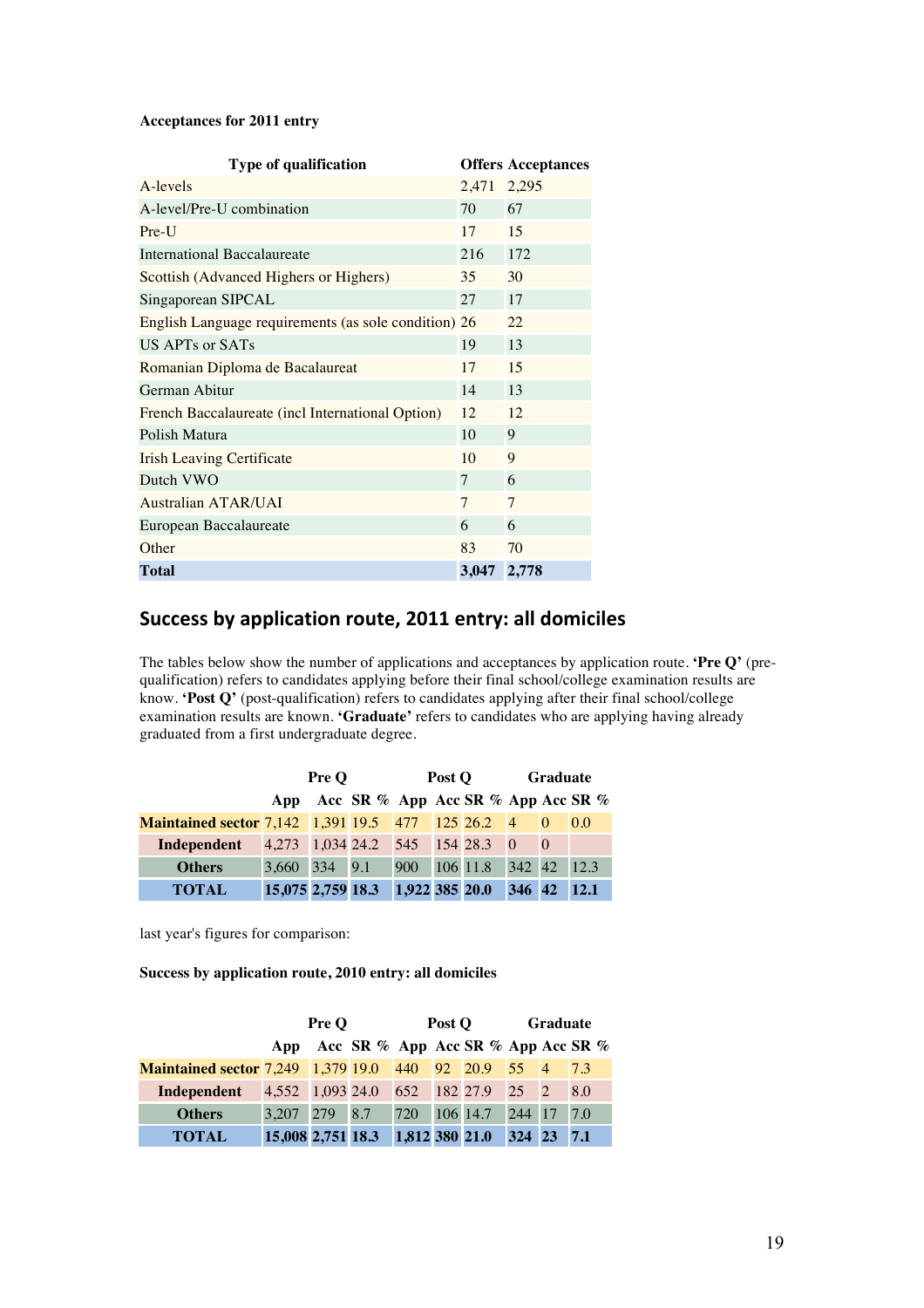**Acceptances for 2011 entry**

| Type of qualification | Offers | Acceptances |
|---|---|---|
| A-levels | 2,471 | 2,295 |
| A-level/Pre-U combination | 70 | 67 |
| Pre-U | 17 | 15 |
| International Baccalaureate | 216 | 172 |
| Scottish (Advanced Highers or Highers) | 35 | 30 |
| Singaporean SIPCAL | 27 | 17 |
| English Language requirements (as sole condition) | 26 | 22 |
| US APTs or SATs | 19 | 13 |
| Romanian Diploma de Bacalaureat | 17 | 15 |
| German Abitur | 14 | 13 |
| French Baccalaureate (incl International Option) | 12 | 12 |
| Polish Matura | 10 | 9 |
| Irish Leaving Certificate | 10 | 9 |
| Dutch VWO | 7 | 6 |
| Australian ATAR/UAI | 7 | 7 |
| European Baccalaureate | 6 | 6 |
| Other | 83 | 70 |
| **Total** | **3,047** | **2,778** |

## Success by application route, 2011 entry: all domiciles

The tables below show the number of applications and acceptances by application route. **'Pre Q'** (pre-qualification) refers to candidates applying before their final school/college examination results are know. **'Post Q'** (post-qualification) refers to candidates applying after their final school/college examination results are known. **'Graduate'** refers to candidates who are applying having already graduated from a first undergraduate degree.

| | Pre Q | | | Post Q | | | Graduate | | |
|---|---|---|---|---|---|---|---|---|---|
| | App | Acc | SR % | App | Acc | SR % | App | Acc | SR % |
| **Maintained sector** | 7,142 | 1,391 | 19.5 | 477 | 125 | 26.2 | 4 | 0 | 0.0 |
| **Independent** | 4,273 | 1,034 | 24.2 | 545 | 154 | 28.3 | 0 | 0 | |
| **Others** | 3,660 | 334 | 9.1 | 900 | 106 | 11.8 | 342 | 42 | 12.3 |
| **TOTAL** | **15,075** | **2,759** | **18.3** | **1,922** | **385** | **20.0** | **346** | **42** | **12.1** |

last year's figures for comparison:

**Success by application route, 2010 entry: all domiciles**

| | Pre Q | | | Post Q | | | Graduate | | |
|---|---|---|---|---|---|---|---|---|---|
| | App | Acc | SR % | App | Acc | SR % | App | Acc | SR % |
| **Maintained sector** | 7,249 | 1,379 | 19.0 | 440 | 92 | 20.9 | 55 | 4 | 7.3 |
| **Independent** | 4,552 | 1,093 | 24.0 | 652 | 182 | 27.9 | 25 | 2 | 8.0 |
| **Others** | 3,207 | 279 | 8.7 | 720 | 106 | 14.7 | 244 | 17 | 7.0 |
| **TOTAL** | **15,008** | **2,751** | **18.3** | **1,812** | **380** | **21.0** | **324** | **23** | **7.1** |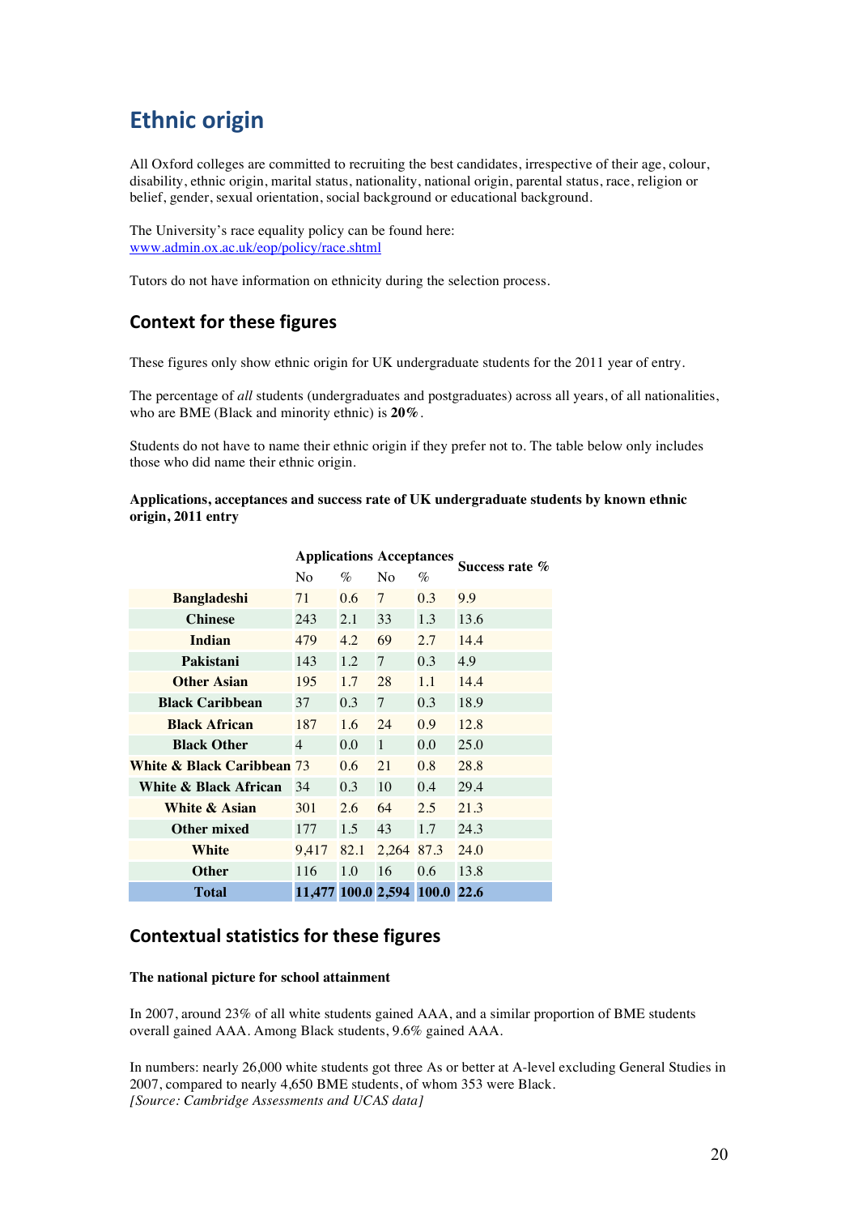# Ethnic origin

All Oxford colleges are committed to recruiting the best candidates, irrespective of their age, colour, disability, ethnic origin, marital status, nationality, national origin, parental status, race, religion or belief, gender, sexual orientation, social background or educational background.

The University's race equality policy can be found here:
www.admin.ox.ac.uk/eop/policy/race.shtml

Tutors do not have information on ethnicity during the selection process.

## Context for these figures

These figures only show ethnic origin for UK undergraduate students for the 2011 year of entry.

The percentage of *all* students (undergraduates and postgraduates) across all years, of all nationalities, who are BME (Black and minority ethnic) is **20%**.

Students do not have to name their ethnic origin if they prefer not to. The table below only includes those who did name their ethnic origin.

**Applications, acceptances and success rate of UK undergraduate students by known ethnic origin, 2011 entry**

| | Applications | | Acceptances | | Success rate % |
|---|---|---|---|---|---|
| | No | % | No | % | |
| **Bangladeshi** | 71 | 0.6 | 7 | 0.3 | 9.9 |
| **Chinese** | 243 | 2.1 | 33 | 1.3 | 13.6 |
| **Indian** | 479 | 4.2 | 69 | 2.7 | 14.4 |
| **Pakistani** | 143 | 1.2 | 7 | 0.3 | 4.9 |
| **Other Asian** | 195 | 1.7 | 28 | 1.1 | 14.4 |
| **Black Caribbean** | 37 | 0.3 | 7 | 0.3 | 18.9 |
| **Black African** | 187 | 1.6 | 24 | 0.9 | 12.8 |
| **Black Other** | 4 | 0.0 | 1 | 0.0 | 25.0 |
| **White & Black Caribbean** | 73 | 0.6 | 21 | 0.8 | 28.8 |
| **White & Black African** | 34 | 0.3 | 10 | 0.4 | 29.4 |
| **White & Asian** | 301 | 2.6 | 64 | 2.5 | 21.3 |
| **Other mixed** | 177 | 1.5 | 43 | 1.7 | 24.3 |
| **White** | 9,417 | 82.1 | 2,264 | 87.3 | 24.0 |
| **Other** | 116 | 1.0 | 16 | 0.6 | 13.8 |
| **Total** | **11,477** | **100.0** | **2,594** | **100.0** | **22.6** |

## Contextual statistics for these figures

**The national picture for school attainment**

In 2007, around 23% of all white students gained AAA, and a similar proportion of BME students overall gained AAA. Among Black students, 9.6% gained AAA.

In numbers: nearly 26,000 white students got three As or better at A-level excluding General Studies in 2007, compared to nearly 4,650 BME students, of whom 353 were Black.
*[Source: Cambridge Assessments and UCAS data]*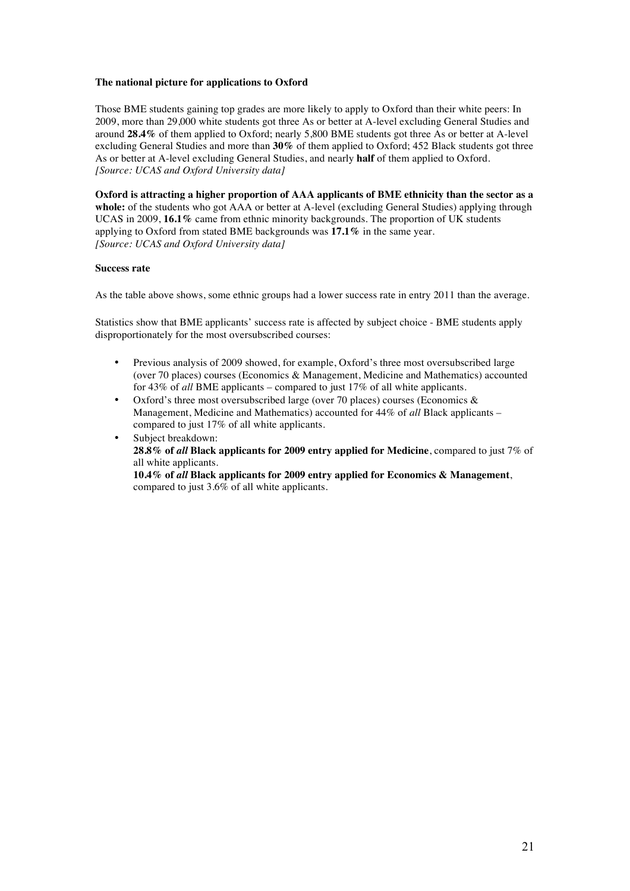**The national picture for applications to Oxford**

Those BME students gaining top grades are more likely to apply to Oxford than their white peers: In 2009, more than 29,000 white students got three As or better at A-level excluding General Studies and around **28.4%** of them applied to Oxford; nearly 5,800 BME students got three As or better at A-level excluding General Studies and more than **30%** of them applied to Oxford; 452 Black students got three As or better at A-level excluding General Studies, and nearly **half** of them applied to Oxford.
*[Source: UCAS and Oxford University data]*

**Oxford is attracting a higher proportion of AAA applicants of BME ethnicity than the sector as a whole:** of the students who got AAA or better at A-level (excluding General Studies) applying through UCAS in 2009, **16.1%** came from ethnic minority backgrounds. The proportion of UK students applying to Oxford from stated BME backgrounds was **17.1%** in the same year.
*[Source: UCAS and Oxford University data]*

**Success rate**

As the table above shows, some ethnic groups had a lower success rate in entry 2011 than the average.

Statistics show that BME applicants' success rate is affected by subject choice - BME students apply disproportionately for the most oversubscribed courses:

- Previous analysis of 2009 showed, for example, Oxford's three most oversubscribed large (over 70 places) courses (Economics & Management, Medicine and Mathematics) accounted for 43% of *all* BME applicants – compared to just 17% of all white applicants.
- Oxford's three most oversubscribed large (over 70 places) courses (Economics & Management, Medicine and Mathematics) accounted for 44% of *all* Black applicants – compared to just 17% of all white applicants.
- Subject breakdown:
  **28.8% of *all* Black applicants for 2009 entry applied for Medicine**, compared to just 7% of all white applicants.
  **10.4% of *all* Black applicants for 2009 entry applied for Economics & Management**, compared to just 3.6% of all white applicants.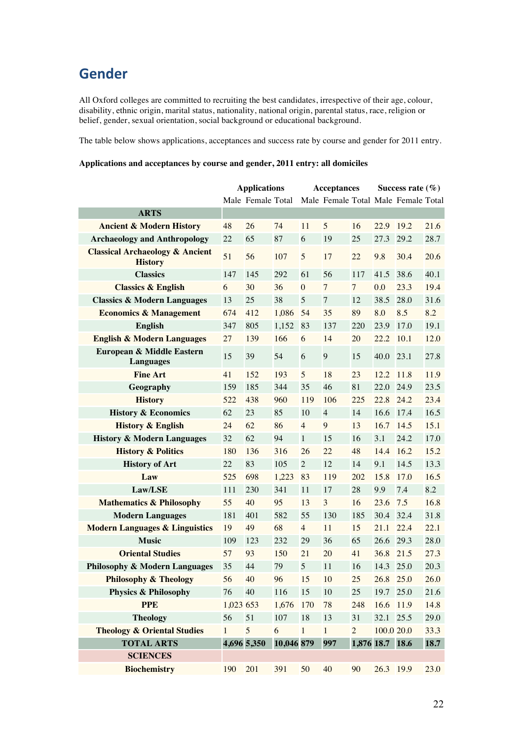## Gender

All Oxford colleges are committed to recruiting the best candidates, irrespective of their age, colour, disability, ethnic origin, marital status, nationality, national origin, parental status, race, religion or belief, gender, sexual orientation, social background or educational background.

The table below shows applications, acceptances and success rate by course and gender for 2011 entry.

**Applications and acceptances by course and gender, 2011 entry: all domiciles**

| | Applications | | | Acceptances | | | Success rate (%) | | |
|---|---|---|---|---|---|---|---|---|---|
| | Male | Female | Total | Male | Female | Total | Male | Female | Total |
| **ARTS** | | | | | | | | | |
| **Ancient & Modern History** | 48 | 26 | 74 | 11 | 5 | 16 | 22.9 | 19.2 | 21.6 |
| **Archaeology and Anthropology** | 22 | 65 | 87 | 6 | 19 | 25 | 27.3 | 29.2 | 28.7 |
| **Classical Archaeology & Ancient History** | 51 | 56 | 107 | 5 | 17 | 22 | 9.8 | 30.4 | 20.6 |
| **Classics** | 147 | 145 | 292 | 61 | 56 | 117 | 41.5 | 38.6 | 40.1 |
| **Classics & English** | 6 | 30 | 36 | 0 | 7 | 7 | 0.0 | 23.3 | 19.4 |
| **Classics & Modern Languages** | 13 | 25 | 38 | 5 | 7 | 12 | 38.5 | 28.0 | 31.6 |
| **Economics & Management** | 674 | 412 | 1,086 | 54 | 35 | 89 | 8.0 | 8.5 | 8.2 |
| **English** | 347 | 805 | 1,152 | 83 | 137 | 220 | 23.9 | 17.0 | 19.1 |
| **English & Modern Languages** | 27 | 139 | 166 | 6 | 14 | 20 | 22.2 | 10.1 | 12.0 |
| **European & Middle Eastern Languages** | 15 | 39 | 54 | 6 | 9 | 15 | 40.0 | 23.1 | 27.8 |
| **Fine Art** | 41 | 152 | 193 | 5 | 18 | 23 | 12.2 | 11.8 | 11.9 |
| **Geography** | 159 | 185 | 344 | 35 | 46 | 81 | 22.0 | 24.9 | 23.5 |
| **History** | 522 | 438 | 960 | 119 | 106 | 225 | 22.8 | 24.2 | 23.4 |
| **History & Economics** | 62 | 23 | 85 | 10 | 4 | 14 | 16.6 | 17.4 | 16.5 |
| **History & English** | 24 | 62 | 86 | 4 | 9 | 13 | 16.7 | 14.5 | 15.1 |
| **History & Modern Languages** | 32 | 62 | 94 | 1 | 15 | 16 | 3.1 | 24.2 | 17.0 |
| **History & Politics** | 180 | 136 | 316 | 26 | 22 | 48 | 14.4 | 16.2 | 15.2 |
| **History of Art** | 22 | 83 | 105 | 2 | 12 | 14 | 9.1 | 14.5 | 13.3 |
| **Law** | 525 | 698 | 1,223 | 83 | 119 | 202 | 15.8 | 17.0 | 16.5 |
| **Law/LSE** | 111 | 230 | 341 | 11 | 17 | 28 | 9.9 | 7.4 | 8.2 |
| **Mathematics & Philosophy** | 55 | 40 | 95 | 13 | 3 | 16 | 23.6 | 7.5 | 16.8 |
| **Modern Languages** | 181 | 401 | 582 | 55 | 130 | 185 | 30.4 | 32.4 | 31.8 |
| **Modern Languages & Linguistics** | 19 | 49 | 68 | 4 | 11 | 15 | 21.1 | 22.4 | 22.1 |
| **Music** | 109 | 123 | 232 | 29 | 36 | 65 | 26.6 | 29.3 | 28.0 |
| **Oriental Studies** | 57 | 93 | 150 | 21 | 20 | 41 | 36.8 | 21.5 | 27.3 |
| **Philosophy & Modern Languages** | 35 | 44 | 79 | 5 | 11 | 16 | 14.3 | 25.0 | 20.3 |
| **Philosophy & Theology** | 56 | 40 | 96 | 15 | 10 | 25 | 26.8 | 25.0 | 26.0 |
| **Physics & Philosophy** | 76 | 40 | 116 | 15 | 10 | 25 | 19.7 | 25.0 | 21.6 |
| **PPE** | 1,023 | 653 | 1,676 | 170 | 78 | 248 | 16.6 | 11.9 | 14.8 |
| **Theology** | 56 | 51 | 107 | 18 | 13 | 31 | 32.1 | 25.5 | 29.0 |
| **Theology & Oriental Studies** | 1 | 5 | 6 | 1 | 1 | 2 | 100.0 | 20.0 | 33.3 |
| **TOTAL ARTS** | **4,696** | **5,350** | **10,046** | **879** | **997** | **1,876** | **18.7** | **18.6** | **18.7** |
| **SCIENCES** | | | | | | | | | |
| **Biochemistry** | 190 | 201 | 391 | 50 | 40 | 90 | 26.3 | 19.9 | 23.0 |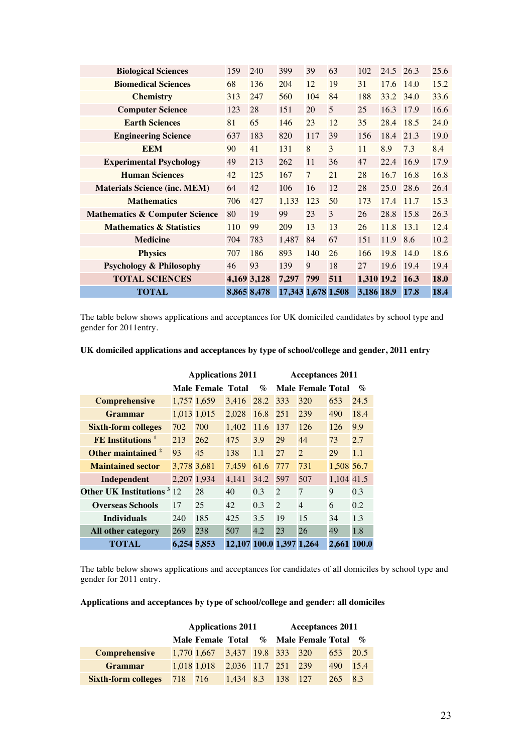| | | | | | | | | | |
|---|---|---|---|---|---|---|---|---|---|
| **Biological Sciences** | 159 | 240 | 399 | 39 | 63 | 102 | 24.5 | 26.3 | 25.6 |
| **Biomedical Sciences** | 68 | 136 | 204 | 12 | 19 | 31 | 17.6 | 14.0 | 15.2 |
| **Chemistry** | 313 | 247 | 560 | 104 | 84 | 188 | 33.2 | 34.0 | 33.6 |
| **Computer Science** | 123 | 28 | 151 | 20 | 5 | 25 | 16.3 | 17.9 | 16.6 |
| **Earth Sciences** | 81 | 65 | 146 | 23 | 12 | 35 | 28.4 | 18.5 | 24.0 |
| **Engineering Science** | 637 | 183 | 820 | 117 | 39 | 156 | 18.4 | 21.3 | 19.0 |
| **EEM** | 90 | 41 | 131 | 8 | 3 | 11 | 8.9 | 7.3 | 8.4 |
| **Experimental Psychology** | 49 | 213 | 262 | 11 | 36 | 47 | 22.4 | 16.9 | 17.9 |
| **Human Sciences** | 42 | 125 | 167 | 7 | 21 | 28 | 16.7 | 16.8 | 16.8 |
| **Materials Science (inc. MEM)** | 64 | 42 | 106 | 16 | 12 | 28 | 25.0 | 28.6 | 26.4 |
| **Mathematics** | 706 | 427 | 1,133 | 123 | 50 | 173 | 17.4 | 11.7 | 15.3 |
| **Mathematics & Computer Science** | 80 | 19 | 99 | 23 | 3 | 26 | 28.8 | 15.8 | 26.3 |
| **Mathematics & Statistics** | 110 | 99 | 209 | 13 | 13 | 26 | 11.8 | 13.1 | 12.4 |
| **Medicine** | 704 | 783 | 1,487 | 84 | 67 | 151 | 11.9 | 8.6 | 10.2 |
| **Physics** | 707 | 186 | 893 | 140 | 26 | 166 | 19.8 | 14.0 | 18.6 |
| **Psychology & Philosophy** | 46 | 93 | 139 | 9 | 18 | 27 | 19.6 | 19.4 | 19.4 |
| **TOTAL SCIENCES** | **4,169** | **3,128** | **7,297** | **799** | **511** | **1,310** | **19.2** | **16.3** | **18.0** |
| **TOTAL** | **8,865** | **8,478** | **17,343** | **1,678** | **1,508** | **3,186** | **18.9** | **17.8** | **18.4** |

The table below shows applications and acceptances for UK domiciled candidates by school type and gender for 2011entry.

**UK domiciled applications and acceptances by type of school/college and gender, 2011 entry**

| | **Applications 2011** | | | | **Acceptances 2011** | | | |
|---|---|---|---|---|---|---|---|---|
| | **Male** | **Female** | **Total** | **%** | **Male** | **Female** | **Total** | **%** |
| **Comprehensive** | 1,757 | 1,659 | 3,416 | 28.2 | 333 | 320 | 653 | 24.5 |
| **Grammar** | 1,013 | 1,015 | 2,028 | 16.8 | 251 | 239 | 490 | 18.4 |
| **Sixth-form colleges** | 702 | 700 | 1,402 | 11.6 | 137 | 126 | 126 | 9.9 |
| **FE Institutions** [1] | 213 | 262 | 475 | 3.9 | 29 | 44 | 73 | 2.7 |
| **Other maintained** [2] | 93 | 45 | 138 | 1.1 | 27 | 2 | 29 | 1.1 |
| **Maintained sector** | 3,778 | 3,681 | 7,459 | 61.6 | 777 | 731 | 1,508 | 56.7 |
| **Independent** | 2,207 | 1,934 | 4,141 | 34.2 | 597 | 507 | 1,104 | 41.5 |
| **Other UK Institutions** [3] | 12 | 28 | 40 | 0.3 | 2 | 7 | 9 | 0.3 |
| **Overseas Schools** | 17 | 25 | 42 | 0.3 | 2 | 4 | 6 | 0.2 |
| **Individuals** | 240 | 185 | 425 | 3.5 | 19 | 15 | 34 | 1.3 |
| **All other category** | 269 | 238 | 507 | 4.2 | 23 | 26 | 49 | 1.8 |
| **TOTAL** | **6,254** | **5,853** | **12,107** | **100.0** | **1,397** | **1,264** | **2,661** | **100.0** |

The table below shows applications and acceptances for candidates of all domiciles by school type and gender for 2011 entry.

**Applications and acceptances by type of school/college and gender: all domiciles**

| | **Applications 2011** | | | | **Acceptances 2011** | | | |
|---|---|---|---|---|---|---|---|---|
| | **Male** | **Female** | **Total** | **%** | **Male** | **Female** | **Total** | **%** |
| **Comprehensive** | 1,770 | 1,667 | 3,437 | 19.8 | 333 | 320 | 653 | 20.5 |
| **Grammar** | 1,018 | 1,018 | 2,036 | 11.7 | 251 | 239 | 490 | 15.4 |
| **Sixth-form colleges** | 718 | 716 | 1,434 | 8.3 | 138 | 127 | 265 | 8.3 |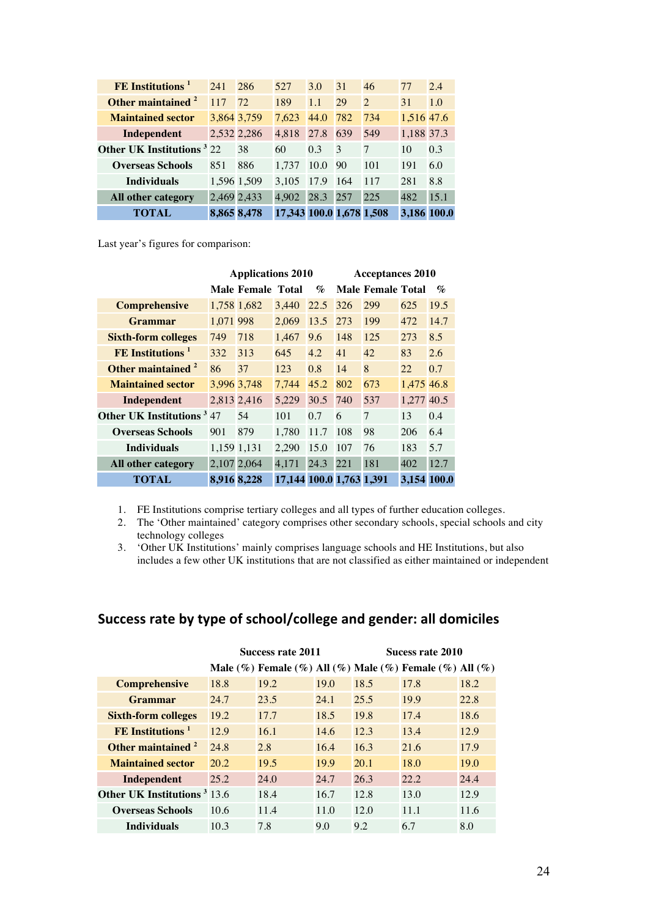| | | | | | | | | |
|---|---|---|---|---|---|---|---|---|
| **FE Institutions** [1] | 241 | 286 | 527 | 3.0 | 31 | 46 | 77 | 2.4 |
| **Other maintained** [2] | 117 | 72 | 189 | 1.1 | 29 | 2 | 31 | 1.0 |
| **Maintained sector** | 3,864 | 3,759 | 7,623 | 44.0 | 782 | 734 | 1,516 | 47.6 |
| **Independent** | 2,532 | 2,286 | 4,818 | 27.8 | 639 | 549 | 1,188 | 37.3 |
| **Other UK Institutions** [3] | 22 | 38 | 60 | 0.3 | 3 | 7 | 10 | 0.3 |
| **Overseas Schools** | 851 | 886 | 1,737 | 10.0 | 90 | 101 | 191 | 6.0 |
| **Individuals** | 1,596 | 1,509 | 3,105 | 17.9 | 164 | 117 | 281 | 8.8 |
| **All other category** | 2,469 | 2,433 | 4,902 | 28.3 | 257 | 225 | 482 | 15.1 |
| **TOTAL** | **8,865** | **8,478** | **17,343** | **100.0** | **1,678** | **1,508** | **3,186** | **100.0** |

Last year's figures for comparison:

| | **Applications 2010** | | | | **Acceptances 2010** | | | |
|---|---|---|---|---|---|---|---|---|
| | **Male** | **Female** | **Total** | **%** | **Male** | **Female** | **Total** | **%** |
| **Comprehensive** | 1,758 | 1,682 | 3,440 | 22.5 | 326 | 299 | 625 | 19.5 |
| **Grammar** | 1,071 | 998 | 2,069 | 13.5 | 273 | 199 | 472 | 14.7 |
| **Sixth-form colleges** | 749 | 718 | 1,467 | 9.6 | 148 | 125 | 273 | 8.5 |
| **FE Institutions** [1] | 332 | 313 | 645 | 4.2 | 41 | 42 | 83 | 2.6 |
| **Other maintained** [2] | 86 | 37 | 123 | 0.8 | 14 | 8 | 22 | 0.7 |
| **Maintained sector** | 3,996 | 3,748 | 7,744 | 45.2 | 802 | 673 | 1,475 | 46.8 |
| **Independent** | 2,813 | 2,416 | 5,229 | 30.5 | 740 | 537 | 1,277 | 40.5 |
| **Other UK Institutions** [3] | 47 | 54 | 101 | 0.7 | 6 | 7 | 13 | 0.4 |
| **Overseas Schools** | 901 | 879 | 1,780 | 11.7 | 108 | 98 | 206 | 6.4 |
| **Individuals** | 1,159 | 1,131 | 2,290 | 15.0 | 107 | 76 | 183 | 5.7 |
| **All other category** | 2,107 | 2,064 | 4,171 | 24.3 | 221 | 181 | 402 | 12.7 |
| **TOTAL** | **8,916** | **8,228** | **17,144** | **100.0** | **1,763** | **1,391** | **3,154** | **100.0** |

1. FE Institutions comprise tertiary colleges and all types of further education colleges.
2. The 'Other maintained' category comprises other secondary schools, special schools and city technology colleges
3. 'Other UK Institutions' mainly comprises language schools and HE Institutions, but also includes a few other UK institutions that are not classified as either maintained or independent

## Success rate by type of school/college and gender: all domiciles

| | **Success rate 2011** | | | **Sucess rate 2010** | | |
|---|---|---|---|---|---|---|
| | **Male (%)** | **Female (%)** | **All (%)** | **Male (%)** | **Female (%)** | **All (%)** |
| **Comprehensive** | 18.8 | 19.2 | 19.0 | 18.5 | 17.8 | 18.2 |
| **Grammar** | 24.7 | 23.5 | 24.1 | 25.5 | 19.9 | 22.8 |
| **Sixth-form colleges** | 19.2 | 17.7 | 18.5 | 19.8 | 17.4 | 18.6 |
| **FE Institutions** [1] | 12.9 | 16.1 | 14.6 | 12.3 | 13.4 | 12.9 |
| **Other maintained** [2] | 24.8 | 2.8 | 16.4 | 16.3 | 21.6 | 17.9 |
| **Maintained sector** | 20.2 | 19.5 | 19.9 | 20.1 | 18.0 | 19.0 |
| **Independent** | 25.2 | 24.0 | 24.7 | 26.3 | 22.2 | 24.4 |
| **Other UK Institutions** [3] | 13.6 | 18.4 | 16.7 | 12.8 | 13.0 | 12.9 |
| **Overseas Schools** | 10.6 | 11.4 | 11.0 | 12.0 | 11.1 | 11.6 |
| **Individuals** | 10.3 | 7.8 | 9.0 | 9.2 | 6.7 | 8.0 |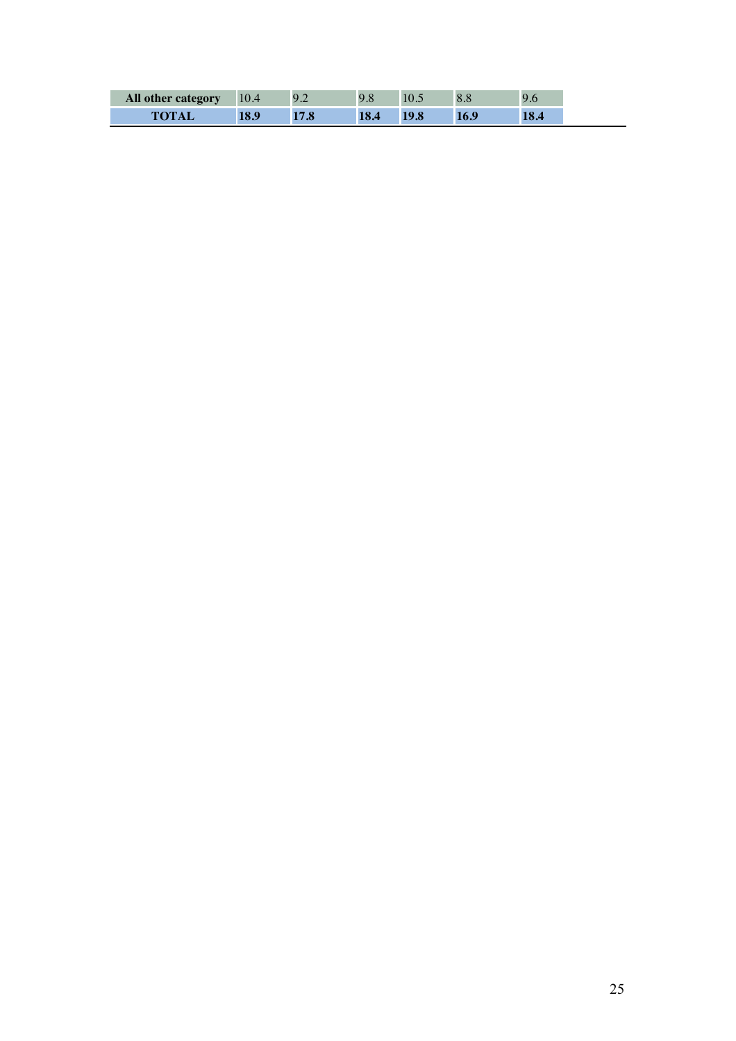| | | | | | | |
|---|---|---|---|---|---|---|
| **All other category** | 10.4 | 9.2 | 9.8 | 10.5 | 8.8 | 9.6 |
| **TOTAL** | **18.9** | **17.8** | **18.4** | **19.8** | **16.9** | **18.4** |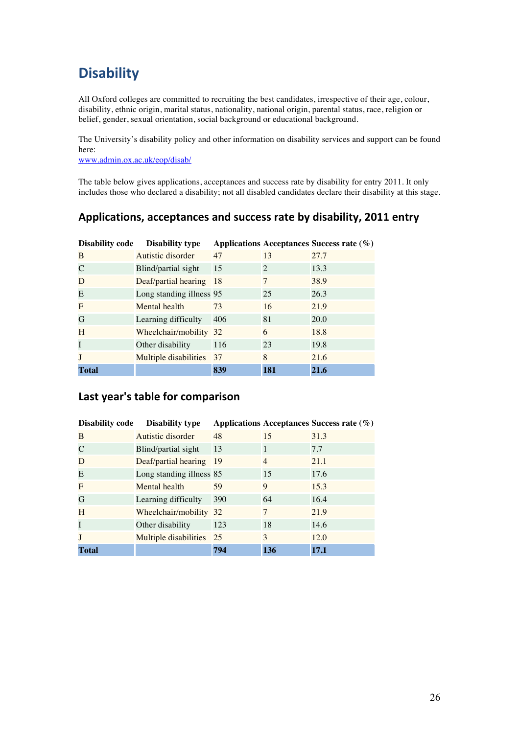# Disability

All Oxford colleges are committed to recruiting the best candidates, irrespective of their age, colour, disability, ethnic origin, marital status, nationality, national origin, parental status, race, religion or belief, gender, sexual orientation, social background or educational background.

The University's disability policy and other information on disability services and support can be found here:
[www.admin.ox.ac.uk/eop/disab/](www.admin.ox.ac.uk/eop/disab/)

The table below gives applications, acceptances and success rate by disability for entry 2011. It only includes those who declared a disability; not all disabled candidates declare their disability at this stage.

## Applications, acceptances and success rate by disability, 2011 entry

| Disability code | Disability type | Applications | Acceptances | Success rate (%) |
|---|---|---|---|---|
| B | Autistic disorder | 47 | 13 | 27.7 |
| C | Blind/partial sight | 15 | 2 | 13.3 |
| D | Deaf/partial hearing | 18 | 7 | 38.9 |
| E | Long standing illness | 95 | 25 | 26.3 |
| F | Mental health | 73 | 16 | 21.9 |
| G | Learning difficulty | 406 | 81 | 20.0 |
| H | Wheelchair/mobility | 32 | 6 | 18.8 |
| I | Other disability | 116 | 23 | 19.8 |
| J | Multiple disabilities | 37 | 8 | 21.6 |
| **Total** | | **839** | **181** | **21.6** |

## Last year's table for comparison

| Disability code | Disability type | Applications | Acceptances | Success rate (%) |
|---|---|---|---|---|
| B | Autistic disorder | 48 | 15 | 31.3 |
| C | Blind/partial sight | 13 | 1 | 7.7 |
| D | Deaf/partial hearing | 19 | 4 | 21.1 |
| E | Long standing illness | 85 | 15 | 17.6 |
| F | Mental health | 59 | 9 | 15.3 |
| G | Learning difficulty | 390 | 64 | 16.4 |
| H | Wheelchair/mobility | 32 | 7 | 21.9 |
| I | Other disability | 123 | 18 | 14.6 |
| J | Multiple disabilities | 25 | 3 | 12.0 |
| **Total** | | **794** | **136** | **17.1** |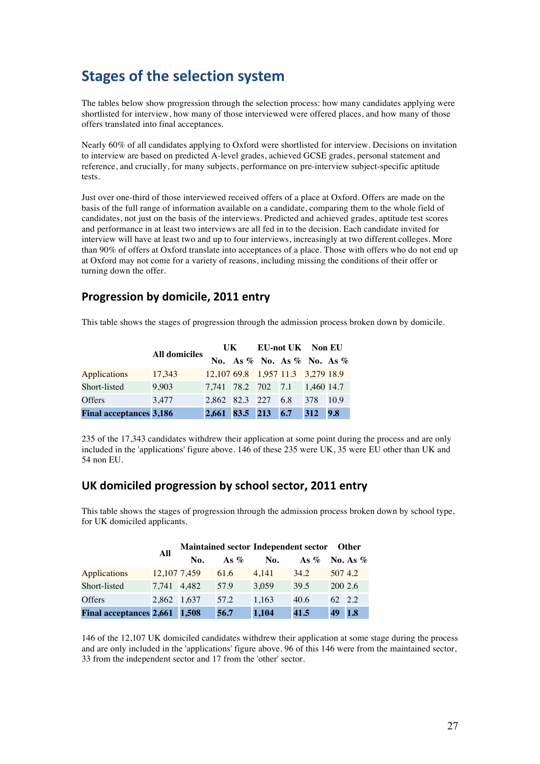## Stages of the selection system

The tables below show progression through the selection process: how many candidates applying were shortlisted for interview, how many of those interviewed were offered places, and how many of those offers translated into final acceptances.

Nearly 60% of all candidates applying to Oxford were shortlisted for interview. Decisions on invitation to interview are based on predicted A-level grades, achieved GCSE grades, personal statement and reference, and crucially, for many subjects, performance on pre-interview subject-specific aptitude tests.

Just over one-third of those interviewed received offers of a place at Oxford. Offers are made on the basis of the full range of information available on a candidate, comparing them to the whole field of candidates, not just on the basis of the interviews. Predicted and achieved grades, aptitude test scores and performance in at least two interviews are all fed in to the decision. Each candidate invited for interview will have at least two and up to four interviews, increasingly at two different colleges. More than 90% of offers at Oxford translate into acceptances of a place. Those with offers who do not end up at Oxford may not come for a variety of reasons, including missing the conditions of their offer or turning down the offer.

### Progression by domicile, 2011 entry

This table shows the stages of progression through the admission process broken down by domicile.

| | All domiciles | UK | | EU-not UK | | Non EU | |
|---|---|---|---|---|---|---|---|
| | | No. | As % | No. | As % | No. | As % |
| Applications | 17,343 | 12,107 | 69.8 | 1,957 | 11.3 | 3,279 | 18.9 |
| Short-listed | 9,903 | 7,741 | 78.2 | 702 | 7.1 | 1,460 | 14.7 |
| Offers | 3,477 | 2,862 | 82.3 | 227 | 6.8 | 378 | 10.9 |
| **Final acceptances** | **3,186** | **2,661** | **83.5** | **213** | **6.7** | **312** | **9.8** |

235 of the 17,343 candidates withdrew their application at some point during the process and are only included in the 'applications' figure above. 146 of these 235 were UK, 35 were EU other than UK and 54 non EU.

### UK domiciled progression by school sector, 2011 entry

This table shows the stages of progression through the admission process broken down by school type, for UK domiciled applicants.

| | All | Maintained sector | | Independent sector | | Other | |
|---|---|---|---|---|---|---|---|
| | | No. | As % | No. | As % | No. | As % |
| Applications | 12,107 | 7,459 | 61.6 | 4,141 | 34.2 | 507 | 4.2 |
| Short-listed | 7,741 | 4,482 | 57.9 | 3,059 | 39.5 | 200 | 2.6 |
| Offers | 2,862 | 1,637 | 57.2 | 1,163 | 40.6 | 62 | 2.2 |
| **Final acceptances** | **2,661** | **1,508** | **56.7** | **1,104** | **41.5** | **49** | **1.8** |

146 of the 12,107 UK domiciled candidates withdrew their application at some stage during the process and are only included in the 'applications' figure above. 96 of this 146 were from the maintained sector, 33 from the independent sector and 17 from the 'other' sector.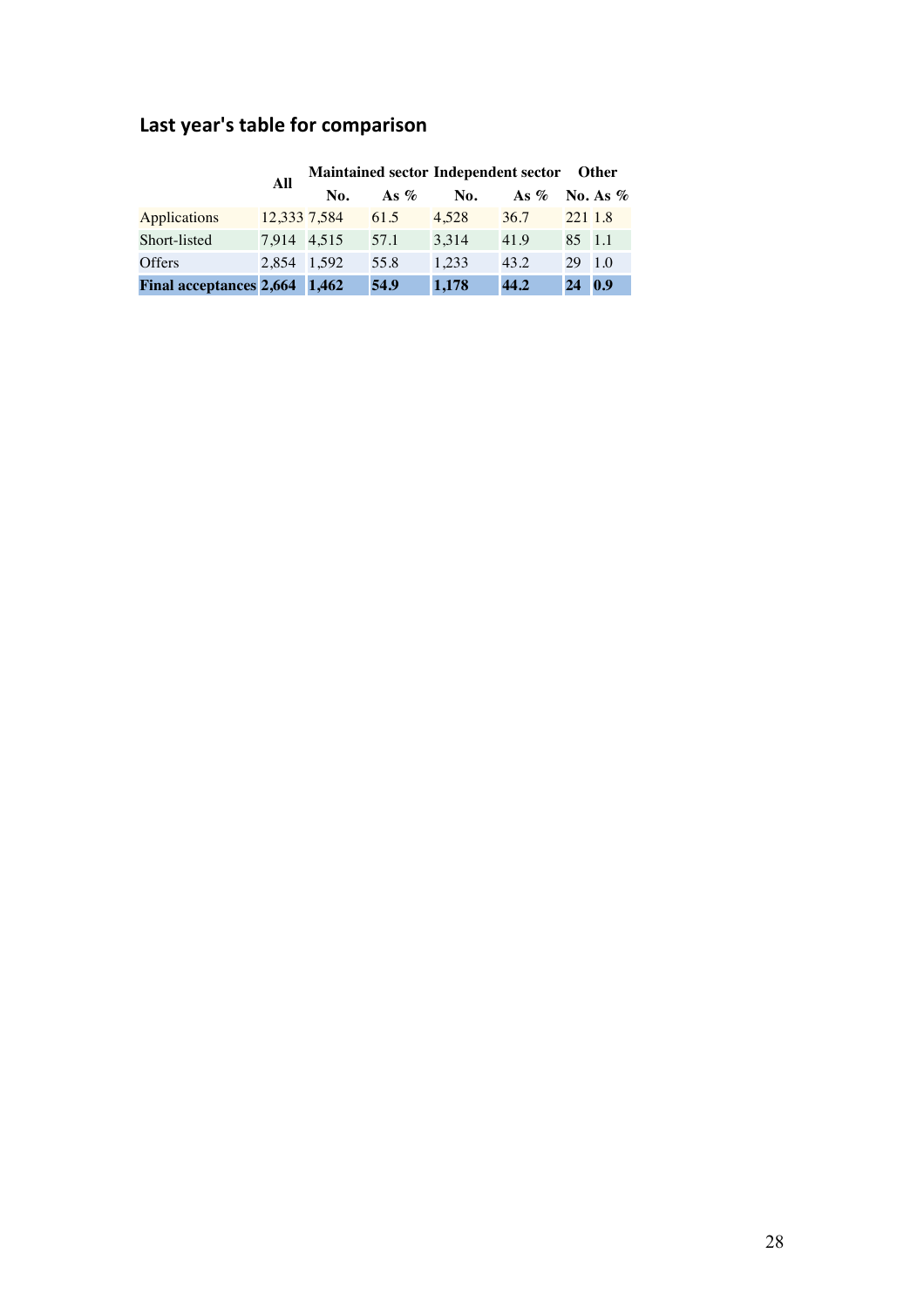## Last year's table for comparison

| | All | Maintained sector | | Independent sector | | Other | |
|---|---|---|---|---|---|---|---|
| | | No. | As % | No. | As % | No. | As % |
| Applications | 12,333 | 7,584 | 61.5 | 4,528 | 36.7 | 221 | 1.8 |
| Short-listed | 7,914 | 4,515 | 57.1 | 3,314 | 41.9 | 85 | 1.1 |
| Offers | 2,854 | 1,592 | 55.8 | 1,233 | 43.2 | 29 | 1.0 |
| **Final acceptances** | **2,664** | **1,462** | **54.9** | **1,178** | **44.2** | **24** | **0.9** |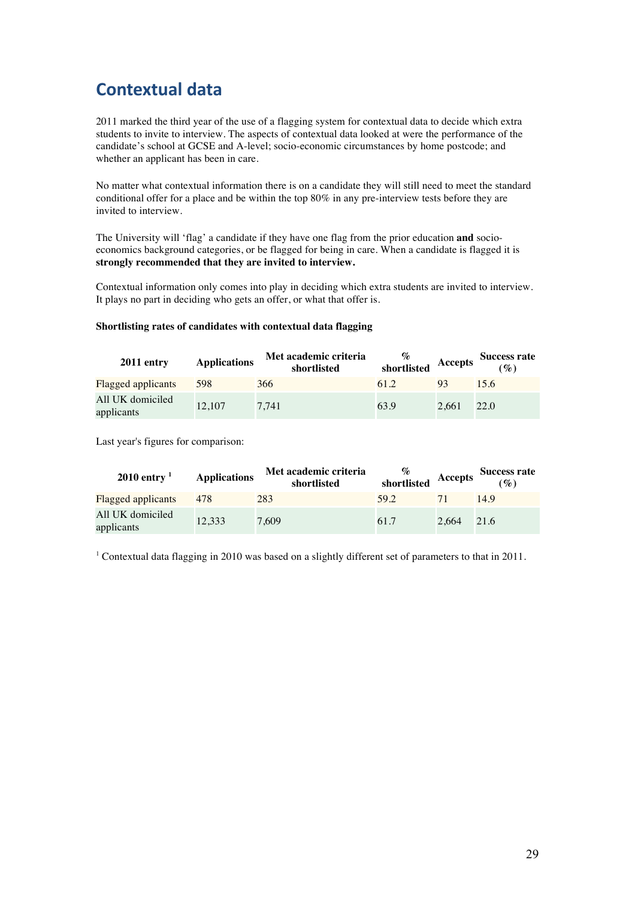## Contextual data

2011 marked the third year of the use of a flagging system for contextual data to decide which extra students to invite to interview. The aspects of contextual data looked at were the performance of the candidate's school at GCSE and A-level; socio-economic circumstances by home postcode; and whether an applicant has been in care.

No matter what contextual information there is on a candidate they will still need to meet the standard conditional offer for a place and be within the top 80% in any pre-interview tests before they are invited to interview.

The University will 'flag' a candidate if they have one flag from the prior education **and** socio-economics background categories, or be flagged for being in care. When a candidate is flagged it is **strongly recommended that they are invited to interview.**

Contextual information only comes into play in deciding which extra students are invited to interview. It plays no part in deciding who gets an offer, or what that offer is.

**Shortlisting rates of candidates with contextual data flagging**

| 2011 entry | Applications | Met academic criteria shortlisted | % shortlisted | Accepts | Success rate (%) |
|---|---|---|---|---|---|
| Flagged applicants | 598 | 366 | 61.2 | 93 | 15.6 |
| All UK domiciled applicants | 12,107 | 7,741 | 63.9 | 2,661 | 22.0 |

Last year's figures for comparison:

| 2010 entry [1] | Applications | Met academic criteria shortlisted | % shortlisted | Accepts | Success rate (%) |
|---|---|---|---|---|---|
| Flagged applicants | 478 | 283 | 59.2 | 71 | 14.9 |
| All UK domiciled applicants | 12,333 | 7,609 | 61.7 | 2,664 | 21.6 |

[1] Contextual data flagging in 2010 was based on a slightly different set of parameters to that in 2011.